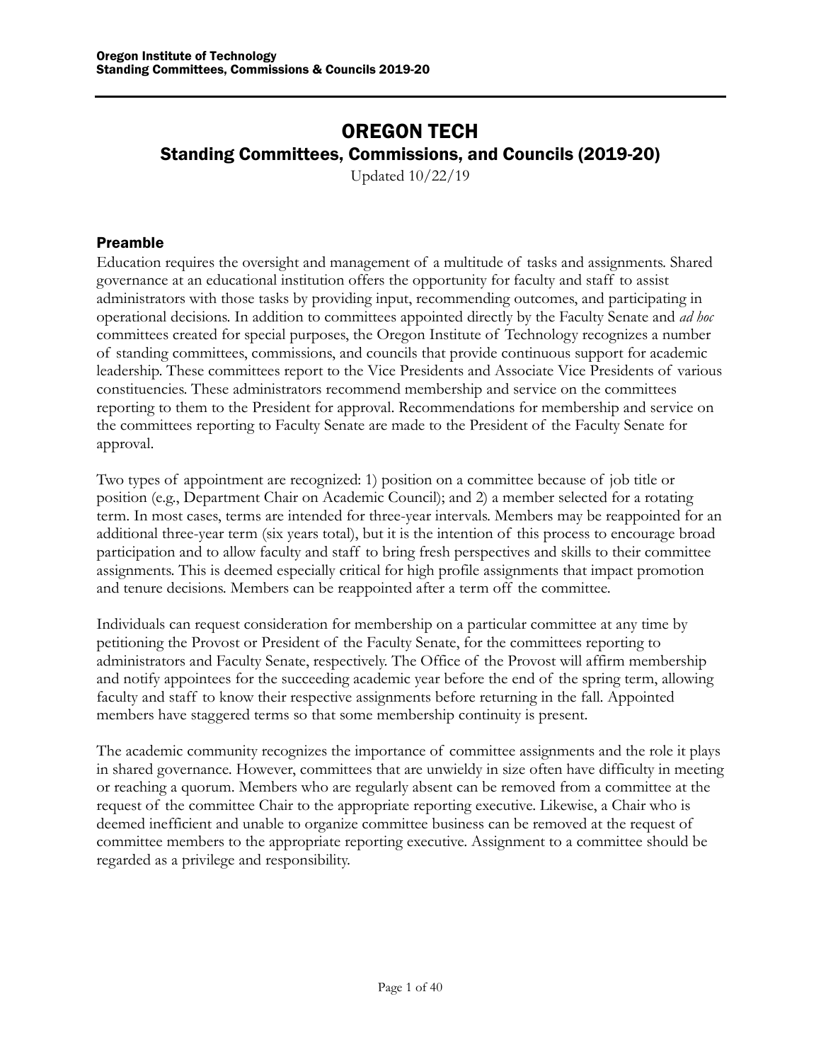# OREGON TECH

## Standing Committees, Commissions, and Councils (2019-20)

Updated 10/22/19

### Preamble

Education requires the oversight and management of a multitude of tasks and assignments. Shared governance at an educational institution offers the opportunity for faculty and staff to assist administrators with those tasks by providing input, recommending outcomes, and participating in operational decisions. In addition to committees appointed directly by the Faculty Senate and *ad hoc* committees created for special purposes, the Oregon Institute of Technology recognizes a number of standing committees, commissions, and councils that provide continuous support for academic leadership. These committees report to the Vice Presidents and Associate Vice Presidents of various constituencies. These administrators recommend membership and service on the committees reporting to them to the President for approval. Recommendations for membership and service on the committees reporting to Faculty Senate are made to the President of the Faculty Senate for approval.

Two types of appointment are recognized: 1) position on a committee because of job title or position (e.g., Department Chair on Academic Council); and 2) a member selected for a rotating term. In most cases, terms are intended for three-year intervals. Members may be reappointed for an additional three-year term (six years total), but it is the intention of this process to encourage broad participation and to allow faculty and staff to bring fresh perspectives and skills to their committee assignments. This is deemed especially critical for high profile assignments that impact promotion and tenure decisions. Members can be reappointed after a term off the committee.

Individuals can request consideration for membership on a particular committee at any time by petitioning the Provost or President of the Faculty Senate, for the committees reporting to administrators and Faculty Senate, respectively. The Office of the Provost will affirm membership and notify appointees for the succeeding academic year before the end of the spring term, allowing faculty and staff to know their respective assignments before returning in the fall. Appointed members have staggered terms so that some membership continuity is present.

The academic community recognizes the importance of committee assignments and the role it plays in shared governance. However, committees that are unwieldy in size often have difficulty in meeting or reaching a quorum. Members who are regularly absent can be removed from a committee at the request of the committee Chair to the appropriate reporting executive. Likewise, a Chair who is deemed inefficient and unable to organize committee business can be removed at the request of committee members to the appropriate reporting executive. Assignment to a committee should be regarded as a privilege and responsibility.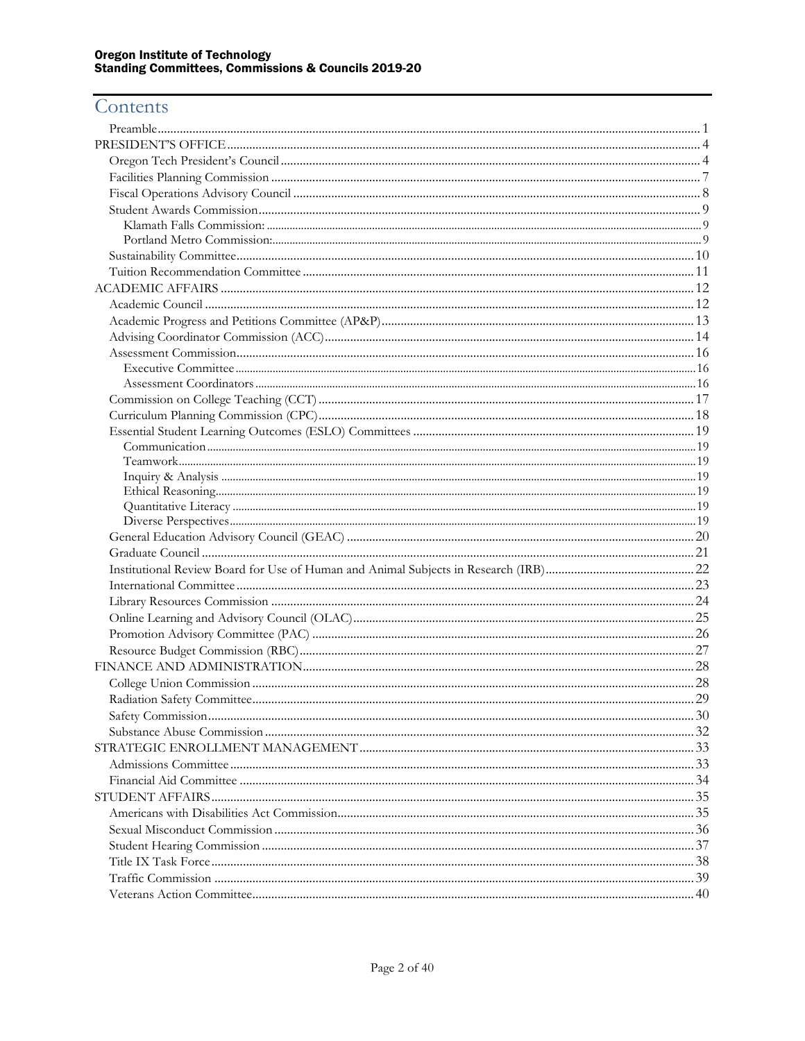# Contents

- Preamble ... 1
- PRESIDENT'S OFFICE ... 4
  - Oregon Tech President's Council ... 4
  - Facilities Planning Commission ... 7
  - Fiscal Operations Advisory Council ... 8
  - Student Awards Commission ... 9
    - Klamath Falls Commission: ... 9
    - Portland Metro Commission: ... 9
  - Sustainability Committee ... 10
  - Tuition Recommendation Committee ... 11
- ACADEMIC AFFAIRS ... 12
  - Academic Council ... 12
  - Academic Progress and Petitions Committee (AP&P) ... 13
  - Advising Coordinator Commission (ACC) ... 14
  - Assessment Commission ... 16
    - Executive Committee ... 16
    - Assessment Coordinators ... 16
  - Commission on College Teaching (CCT) ... 17
  - Curriculum Planning Commission (CPC) ... 18
  - Essential Student Learning Outcomes (ESLO) Committees ... 19
    - Communication ... 19
    - Teamwork ... 19
    - Inquiry & Analysis ... 19
    - Ethical Reasoning ... 19
    - Quantitative Literacy ... 19
    - Diverse Perspectives ... 19
  - General Education Advisory Council (GEAC) ... 20
  - Graduate Council ... 21
  - Institutional Review Board for Use of Human and Animal Subjects in Research (IRB) ... 22
  - International Committee ... 23
  - Library Resources Commission ... 24
  - Online Learning and Advisory Council (OLAC) ... 25
  - Promotion Advisory Committee (PAC) ... 26
  - Resource Budget Commission (RBC) ... 27
- FINANCE AND ADMINISTRATION ... 28
  - College Union Commission ... 28
  - Radiation Safety Committee ... 29
  - Safety Commission ... 30
  - Substance Abuse Commission ... 32
- STRATEGIC ENROLLMENT MANAGEMENT ... 33
  - Admissions Committee ... 33
  - Financial Aid Committee ... 34
- STUDENT AFFAIRS ... 35
  - Americans with Disabilities Act Commission ... 35
  - Sexual Misconduct Commission ... 36
  - Student Hearing Commission ... 37
  - Title IX Task Force ... 38
  - Traffic Commission ... 39
  - Veterans Action Committee ... 40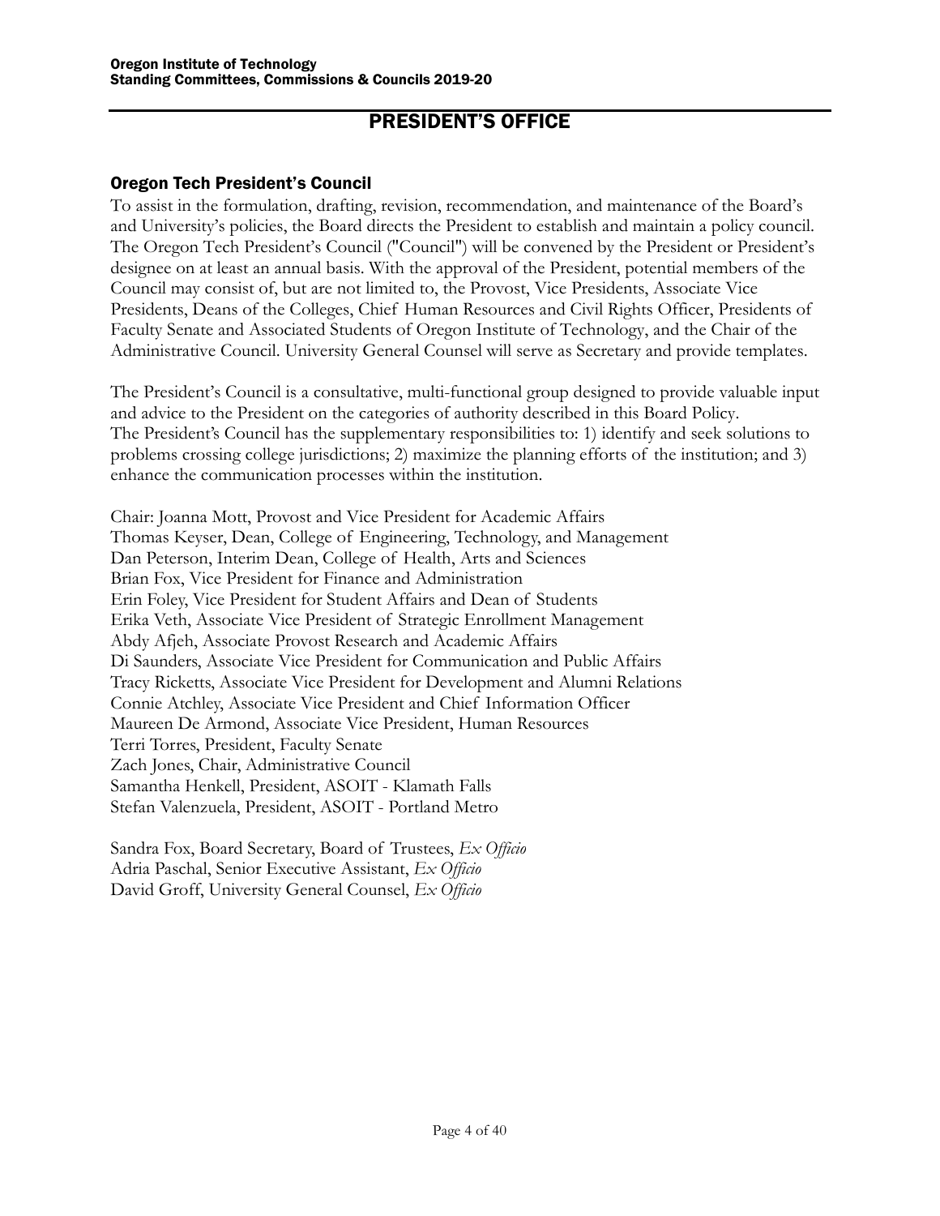# PRESIDENT'S OFFICE

## Oregon Tech President's Council

To assist in the formulation, drafting, revision, recommendation, and maintenance of the Board's and University's policies, the Board directs the President to establish and maintain a policy council. The Oregon Tech President's Council ("Council") will be convened by the President or President's designee on at least an annual basis. With the approval of the President, potential members of the Council may consist of, but are not limited to, the Provost, Vice Presidents, Associate Vice Presidents, Deans of the Colleges, Chief Human Resources and Civil Rights Officer, Presidents of Faculty Senate and Associated Students of Oregon Institute of Technology, and the Chair of the Administrative Council. University General Counsel will serve as Secretary and provide templates.

The President's Council is a consultative, multi-functional group designed to provide valuable input and advice to the President on the categories of authority described in this Board Policy. The President's Council has the supplementary responsibilities to: 1) identify and seek solutions to problems crossing college jurisdictions; 2) maximize the planning efforts of the institution; and 3) enhance the communication processes within the institution.

Chair: Joanna Mott, Provost and Vice President for Academic Affairs
Thomas Keyser, Dean, College of Engineering, Technology, and Management
Dan Peterson, Interim Dean, College of Health, Arts and Sciences
Brian Fox, Vice President for Finance and Administration
Erin Foley, Vice President for Student Affairs and Dean of Students
Erika Veth, Associate Vice President of Strategic Enrollment Management
Abdy Afjeh, Associate Provost Research and Academic Affairs
Di Saunders, Associate Vice President for Communication and Public Affairs
Tracy Ricketts, Associate Vice President for Development and Alumni Relations
Connie Atchley, Associate Vice President and Chief Information Officer
Maureen De Armond, Associate Vice President, Human Resources
Terri Torres, President, Faculty Senate
Zach Jones, Chair, Administrative Council
Samantha Henkell, President, ASOIT - Klamath Falls
Stefan Valenzuela, President, ASOIT - Portland Metro

Sandra Fox, Board Secretary, Board of Trustees, *Ex Officio*
Adria Paschal, Senior Executive Assistant, *Ex Officio*
David Groff, University General Counsel, *Ex Officio*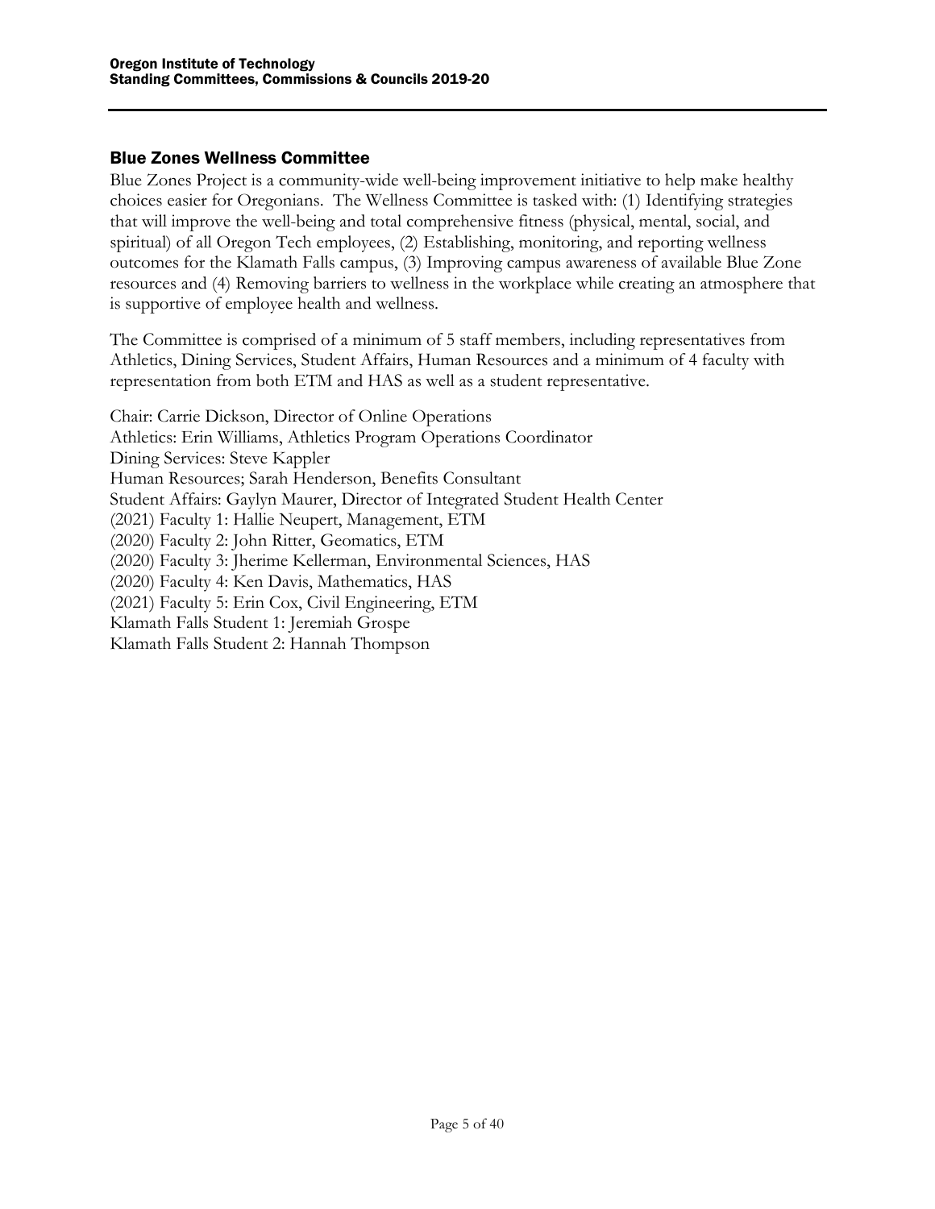## Blue Zones Wellness Committee

Blue Zones Project is a community-wide well-being improvement initiative to help make healthy choices easier for Oregonians. The Wellness Committee is tasked with: (1) Identifying strategies that will improve the well-being and total comprehensive fitness (physical, mental, social, and spiritual) of all Oregon Tech employees, (2) Establishing, monitoring, and reporting wellness outcomes for the Klamath Falls campus, (3) Improving campus awareness of available Blue Zone resources and (4) Removing barriers to wellness in the workplace while creating an atmosphere that is supportive of employee health and wellness.

The Committee is comprised of a minimum of 5 staff members, including representatives from Athletics, Dining Services, Student Affairs, Human Resources and a minimum of 4 faculty with representation from both ETM and HAS as well as a student representative.

Chair: Carrie Dickson, Director of Online Operations
Athletics: Erin Williams, Athletics Program Operations Coordinator
Dining Services: Steve Kappler
Human Resources; Sarah Henderson, Benefits Consultant
Student Affairs: Gaylyn Maurer, Director of Integrated Student Health Center
(2021) Faculty 1: Hallie Neupert, Management, ETM
(2020) Faculty 2: John Ritter, Geomatics, ETM
(2020) Faculty 3: Jherime Kellerman, Environmental Sciences, HAS
(2020) Faculty 4: Ken Davis, Mathematics, HAS
(2021) Faculty 5: Erin Cox, Civil Engineering, ETM
Klamath Falls Student 1: Jeremiah Grospe
Klamath Falls Student 2: Hannah Thompson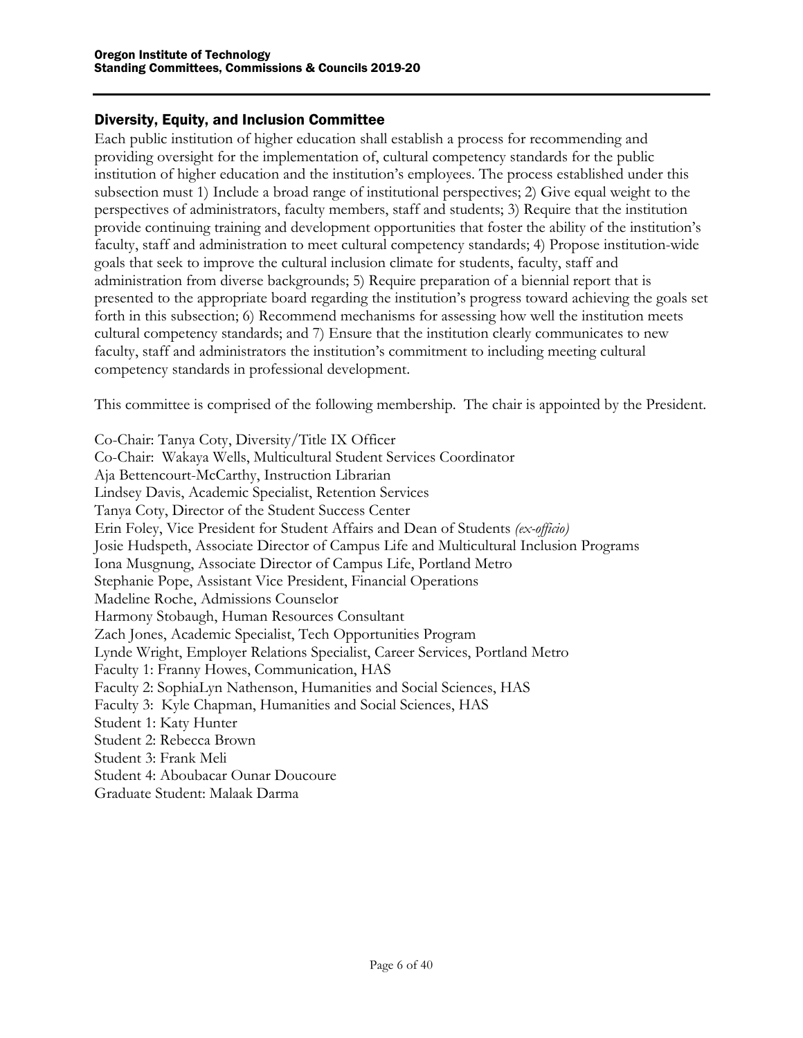## Diversity, Equity, and Inclusion Committee

Each public institution of higher education shall establish a process for recommending and providing oversight for the implementation of, cultural competency standards for the public institution of higher education and the institution's employees. The process established under this subsection must 1) Include a broad range of institutional perspectives; 2) Give equal weight to the perspectives of administrators, faculty members, staff and students; 3) Require that the institution provide continuing training and development opportunities that foster the ability of the institution's faculty, staff and administration to meet cultural competency standards; 4) Propose institution-wide goals that seek to improve the cultural inclusion climate for students, faculty, staff and administration from diverse backgrounds; 5) Require preparation of a biennial report that is presented to the appropriate board regarding the institution's progress toward achieving the goals set forth in this subsection; 6) Recommend mechanisms for assessing how well the institution meets cultural competency standards; and 7) Ensure that the institution clearly communicates to new faculty, staff and administrators the institution's commitment to including meeting cultural competency standards in professional development.

This committee is comprised of the following membership. The chair is appointed by the President.

Co-Chair: Tanya Coty, Diversity/Title IX Officer  
Co-Chair: Wakaya Wells, Multicultural Student Services Coordinator  
Aja Bettencourt-McCarthy, Instruction Librarian  
Lindsey Davis, Academic Specialist, Retention Services  
Tanya Coty, Director of the Student Success Center  
Erin Foley, Vice President for Student Affairs and Dean of Students *(ex-officio)*  
Josie Hudspeth, Associate Director of Campus Life and Multicultural Inclusion Programs  
Iona Musgnung, Associate Director of Campus Life, Portland Metro  
Stephanie Pope, Assistant Vice President, Financial Operations  
Madeline Roche, Admissions Counselor  
Harmony Stobaugh, Human Resources Consultant  
Zach Jones, Academic Specialist, Tech Opportunities Program  
Lynde Wright, Employer Relations Specialist, Career Services, Portland Metro  
Faculty 1: Franny Howes, Communication, HAS  
Faculty 2: SophiaLyn Nathenson, Humanities and Social Sciences, HAS  
Faculty 3: Kyle Chapman, Humanities and Social Sciences, HAS  
Student 1: Katy Hunter  
Student 2: Rebecca Brown  
Student 3: Frank Meli  
Student 4: Aboubacar Ounar Doucoure  
Graduate Student: Malaak Darma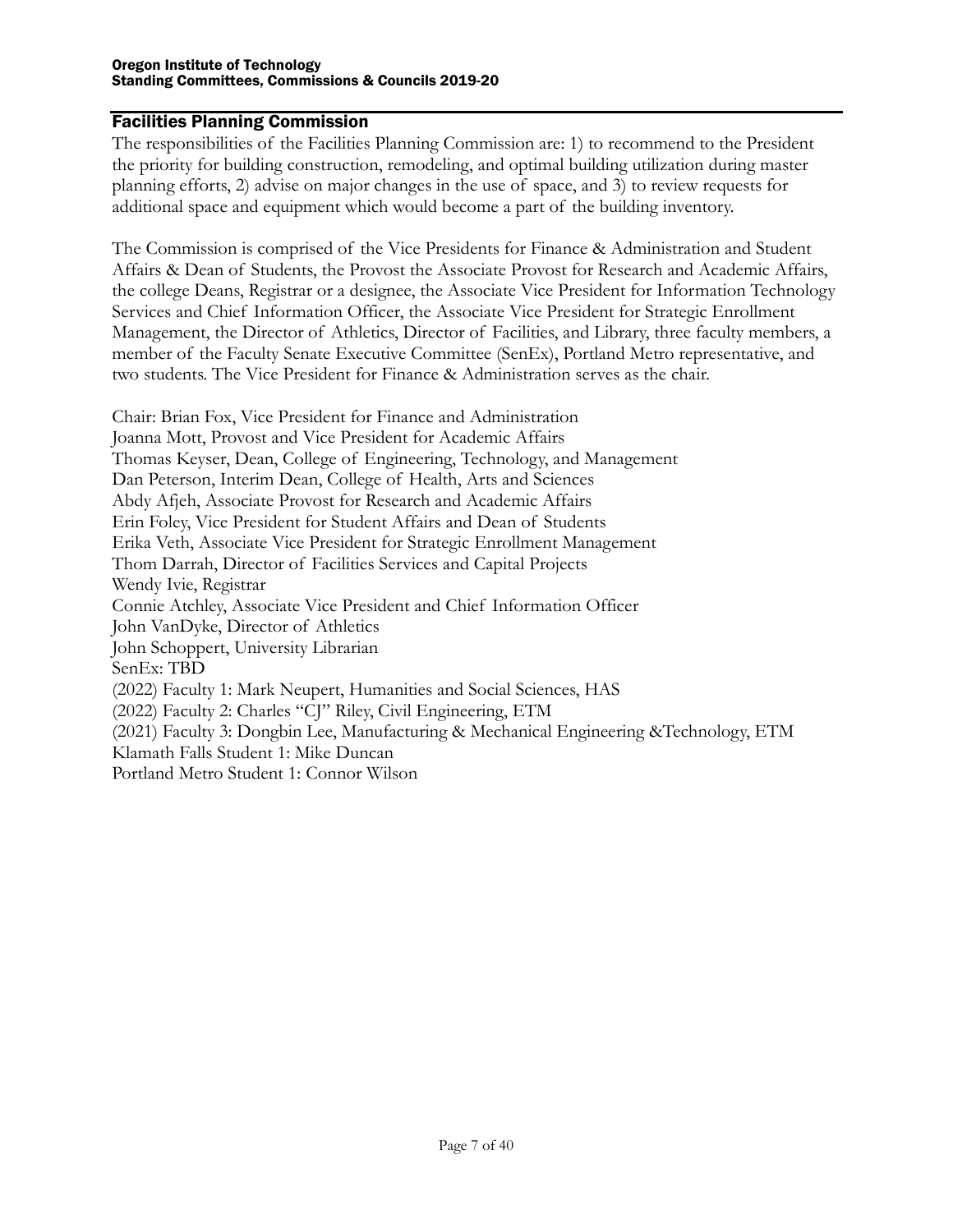## Facilities Planning Commission

The responsibilities of the Facilities Planning Commission are: 1) to recommend to the President the priority for building construction, remodeling, and optimal building utilization during master planning efforts, 2) advise on major changes in the use of space, and 3) to review requests for additional space and equipment which would become a part of the building inventory.

The Commission is comprised of the Vice Presidents for Finance & Administration and Student Affairs & Dean of Students, the Provost the Associate Provost for Research and Academic Affairs, the college Deans, Registrar or a designee, the Associate Vice President for Information Technology Services and Chief Information Officer, the Associate Vice President for Strategic Enrollment Management, the Director of Athletics, Director of Facilities, and Library, three faculty members, a member of the Faculty Senate Executive Committee (SenEx), Portland Metro representative, and two students. The Vice President for Finance & Administration serves as the chair.

Chair: Brian Fox, Vice President for Finance and Administration
Joanna Mott, Provost and Vice President for Academic Affairs
Thomas Keyser, Dean, College of Engineering, Technology, and Management
Dan Peterson, Interim Dean, College of Health, Arts and Sciences
Abdy Afjeh, Associate Provost for Research and Academic Affairs
Erin Foley, Vice President for Student Affairs and Dean of Students
Erika Veth, Associate Vice President for Strategic Enrollment Management
Thom Darrah, Director of Facilities Services and Capital Projects
Wendy Ivie, Registrar
Connie Atchley, Associate Vice President and Chief Information Officer
John VanDyke, Director of Athletics
John Schoppert, University Librarian
SenEx: TBD
(2022) Faculty 1: Mark Neupert, Humanities and Social Sciences, HAS
(2022) Faculty 2: Charles "CJ" Riley, Civil Engineering, ETM
(2021) Faculty 3: Dongbin Lee, Manufacturing & Mechanical Engineering &Technology, ETM
Klamath Falls Student 1: Mike Duncan
Portland Metro Student 1: Connor Wilson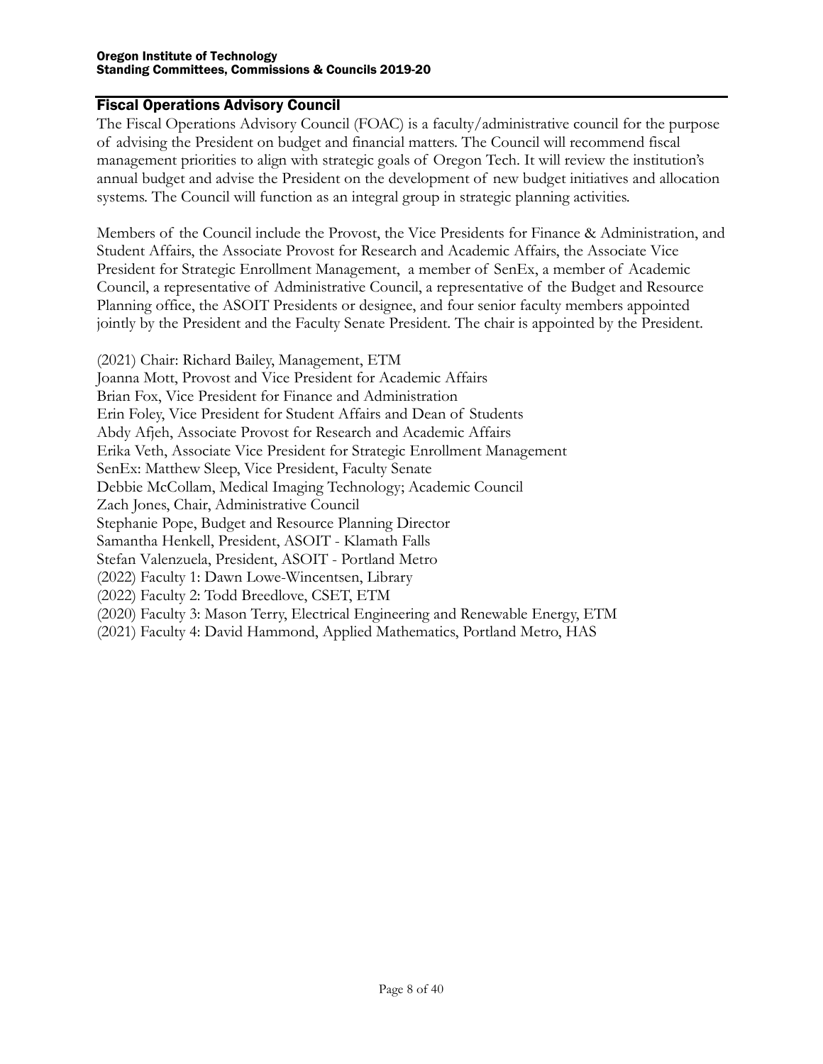## Fiscal Operations Advisory Council

The Fiscal Operations Advisory Council (FOAC) is a faculty/administrative council for the purpose of advising the President on budget and financial matters. The Council will recommend fiscal management priorities to align with strategic goals of Oregon Tech. It will review the institution's annual budget and advise the President on the development of new budget initiatives and allocation systems. The Council will function as an integral group in strategic planning activities.

Members of the Council include the Provost, the Vice Presidents for Finance & Administration, and Student Affairs, the Associate Provost for Research and Academic Affairs, the Associate Vice President for Strategic Enrollment Management, a member of SenEx, a member of Academic Council, a representative of Administrative Council, a representative of the Budget and Resource Planning office, the ASOIT Presidents or designee, and four senior faculty members appointed jointly by the President and the Faculty Senate President. The chair is appointed by the President.

(2021) Chair: Richard Bailey, Management, ETM
Joanna Mott, Provost and Vice President for Academic Affairs
Brian Fox, Vice President for Finance and Administration
Erin Foley, Vice President for Student Affairs and Dean of Students
Abdy Afjeh, Associate Provost for Research and Academic Affairs
Erika Veth, Associate Vice President for Strategic Enrollment Management
SenEx: Matthew Sleep, Vice President, Faculty Senate
Debbie McCollam, Medical Imaging Technology; Academic Council
Zach Jones, Chair, Administrative Council
Stephanie Pope, Budget and Resource Planning Director
Samantha Henkell, President, ASOIT - Klamath Falls
Stefan Valenzuela, President, ASOIT - Portland Metro
(2022) Faculty 1: Dawn Lowe-Wincentsen, Library
(2022) Faculty 2: Todd Breedlove, CSET, ETM
(2020) Faculty 3: Mason Terry, Electrical Engineering and Renewable Energy, ETM
(2021) Faculty 4: David Hammond, Applied Mathematics, Portland Metro, HAS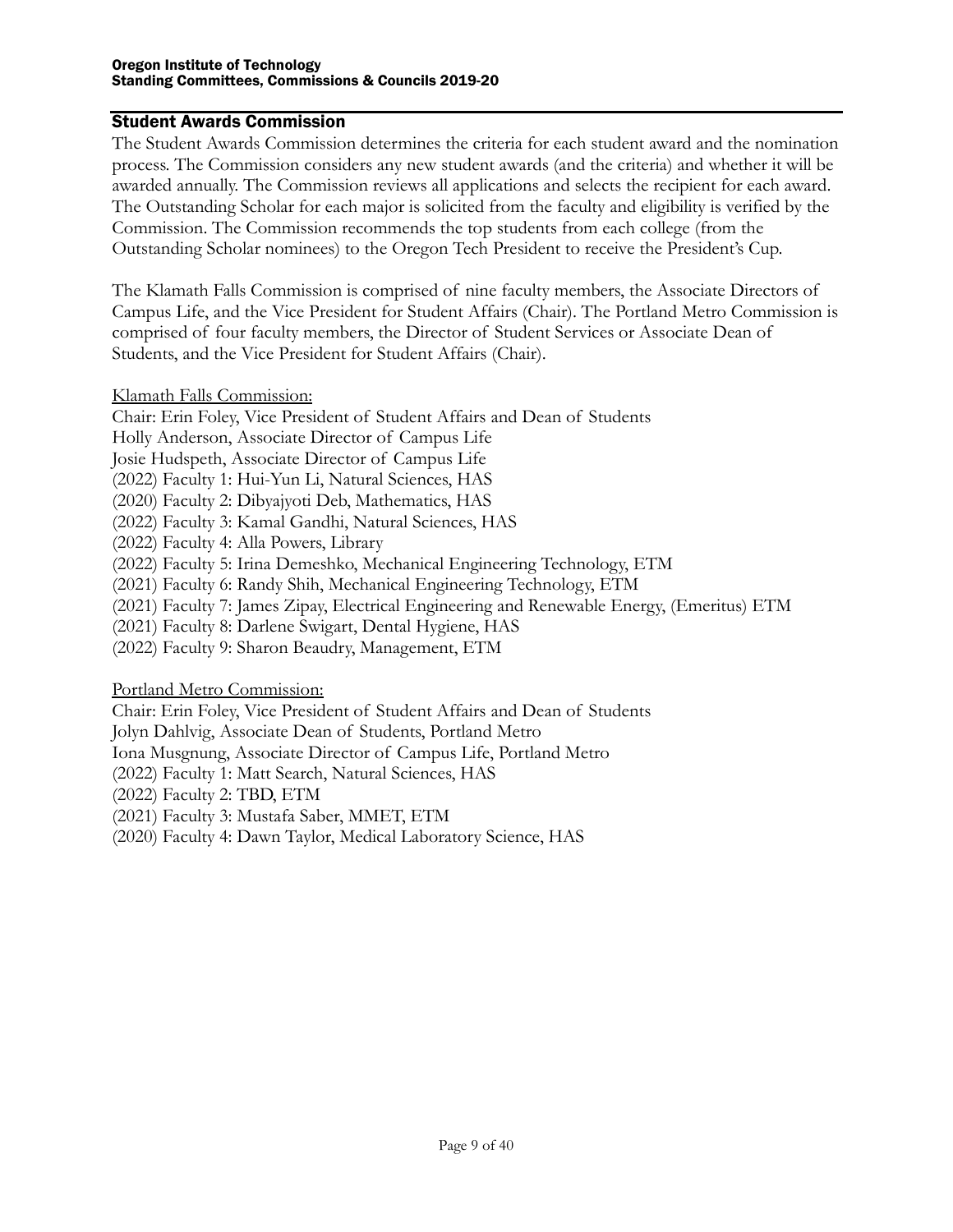## Student Awards Commission

The Student Awards Commission determines the criteria for each student award and the nomination process. The Commission considers any new student awards (and the criteria) and whether it will be awarded annually. The Commission reviews all applications and selects the recipient for each award. The Outstanding Scholar for each major is solicited from the faculty and eligibility is verified by the Commission. The Commission recommends the top students from each college (from the Outstanding Scholar nominees) to the Oregon Tech President to receive the President's Cup.

The Klamath Falls Commission is comprised of nine faculty members, the Associate Directors of Campus Life, and the Vice President for Student Affairs (Chair). The Portland Metro Commission is comprised of four faculty members, the Director of Student Services or Associate Dean of Students, and the Vice President for Student Affairs (Chair).

Klamath Falls Commission:

Chair: Erin Foley, Vice President of Student Affairs and Dean of Students
Holly Anderson, Associate Director of Campus Life
Josie Hudspeth, Associate Director of Campus Life
(2022) Faculty 1: Hui-Yun Li, Natural Sciences, HAS
(2020) Faculty 2: Dibyajyoti Deb, Mathematics, HAS
(2022) Faculty 3: Kamal Gandhi, Natural Sciences, HAS
(2022) Faculty 4: Alla Powers, Library
(2022) Faculty 5: Irina Demeshko, Mechanical Engineering Technology, ETM
(2021) Faculty 6: Randy Shih, Mechanical Engineering Technology, ETM
(2021) Faculty 7: James Zipay, Electrical Engineering and Renewable Energy, (Emeritus) ETM
(2021) Faculty 8: Darlene Swigart, Dental Hygiene, HAS
(2022) Faculty 9: Sharon Beaudry, Management, ETM

Portland Metro Commission:

Chair: Erin Foley, Vice President of Student Affairs and Dean of Students
Jolyn Dahlvig, Associate Dean of Students, Portland Metro
Iona Musgnung, Associate Director of Campus Life, Portland Metro
(2022) Faculty 1: Matt Search, Natural Sciences, HAS
(2022) Faculty 2: TBD, ETM
(2021) Faculty 3: Mustafa Saber, MMET, ETM
(2020) Faculty 4: Dawn Taylor, Medical Laboratory Science, HAS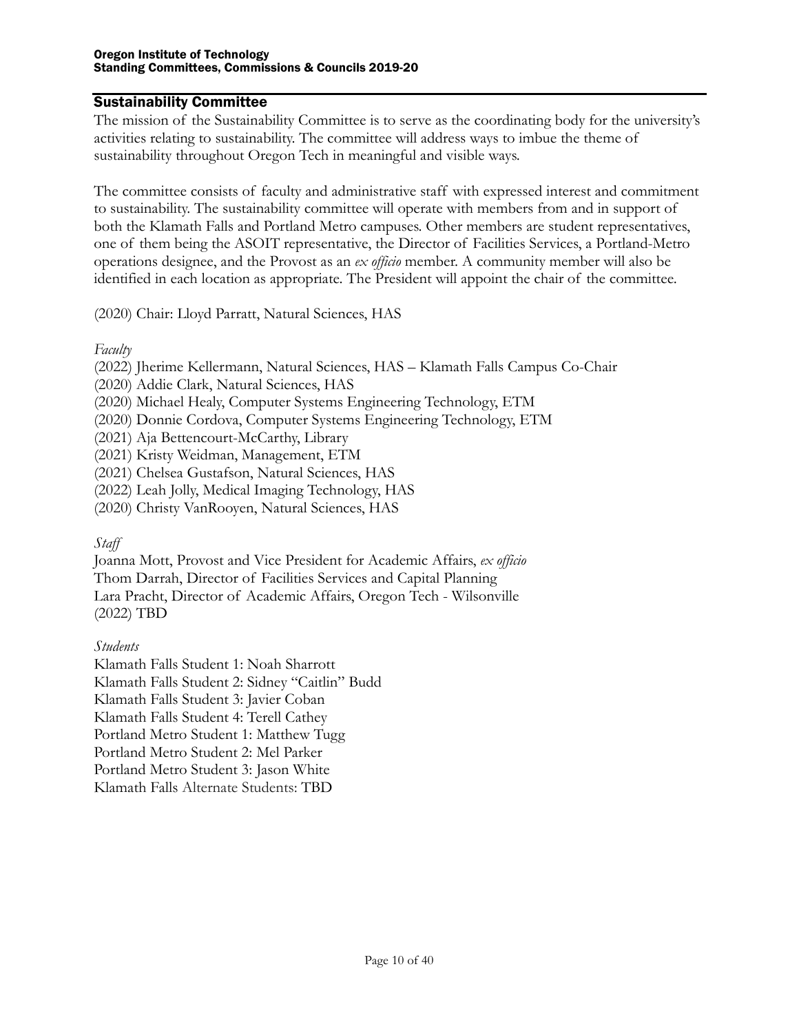## Sustainability Committee

The mission of the Sustainability Committee is to serve as the coordinating body for the university's activities relating to sustainability. The committee will address ways to imbue the theme of sustainability throughout Oregon Tech in meaningful and visible ways.

The committee consists of faculty and administrative staff with expressed interest and commitment to sustainability. The sustainability committee will operate with members from and in support of both the Klamath Falls and Portland Metro campuses. Other members are student representatives, one of them being the ASOIT representative, the Director of Facilities Services, a Portland-Metro operations designee, and the Provost as an *ex officio* member. A community member will also be identified in each location as appropriate. The President will appoint the chair of the committee.

(2020) Chair: Lloyd Parratt, Natural Sciences, HAS

*Faculty*

(2022) Jherime Kellermann, Natural Sciences, HAS – Klamath Falls Campus Co-Chair
(2020) Addie Clark, Natural Sciences, HAS
(2020) Michael Healy, Computer Systems Engineering Technology, ETM
(2020) Donnie Cordova, Computer Systems Engineering Technology, ETM
(2021) Aja Bettencourt-McCarthy, Library
(2021) Kristy Weidman, Management, ETM
(2021) Chelsea Gustafson, Natural Sciences, HAS
(2022) Leah Jolly, Medical Imaging Technology, HAS
(2020) Christy VanRooyen, Natural Sciences, HAS

*Staff*

Joanna Mott, Provost and Vice President for Academic Affairs, *ex officio*
Thom Darrah, Director of Facilities Services and Capital Planning
Lara Pracht, Director of Academic Affairs, Oregon Tech - Wilsonville
(2022) TBD

*Students*

Klamath Falls Student 1: Noah Sharrott
Klamath Falls Student 2: Sidney "Caitlin" Budd
Klamath Falls Student 3: Javier Coban
Klamath Falls Student 4: Terell Cathey
Portland Metro Student 1: Matthew Tugg
Portland Metro Student 2: Mel Parker
Portland Metro Student 3: Jason White
Klamath Falls Alternate Students: TBD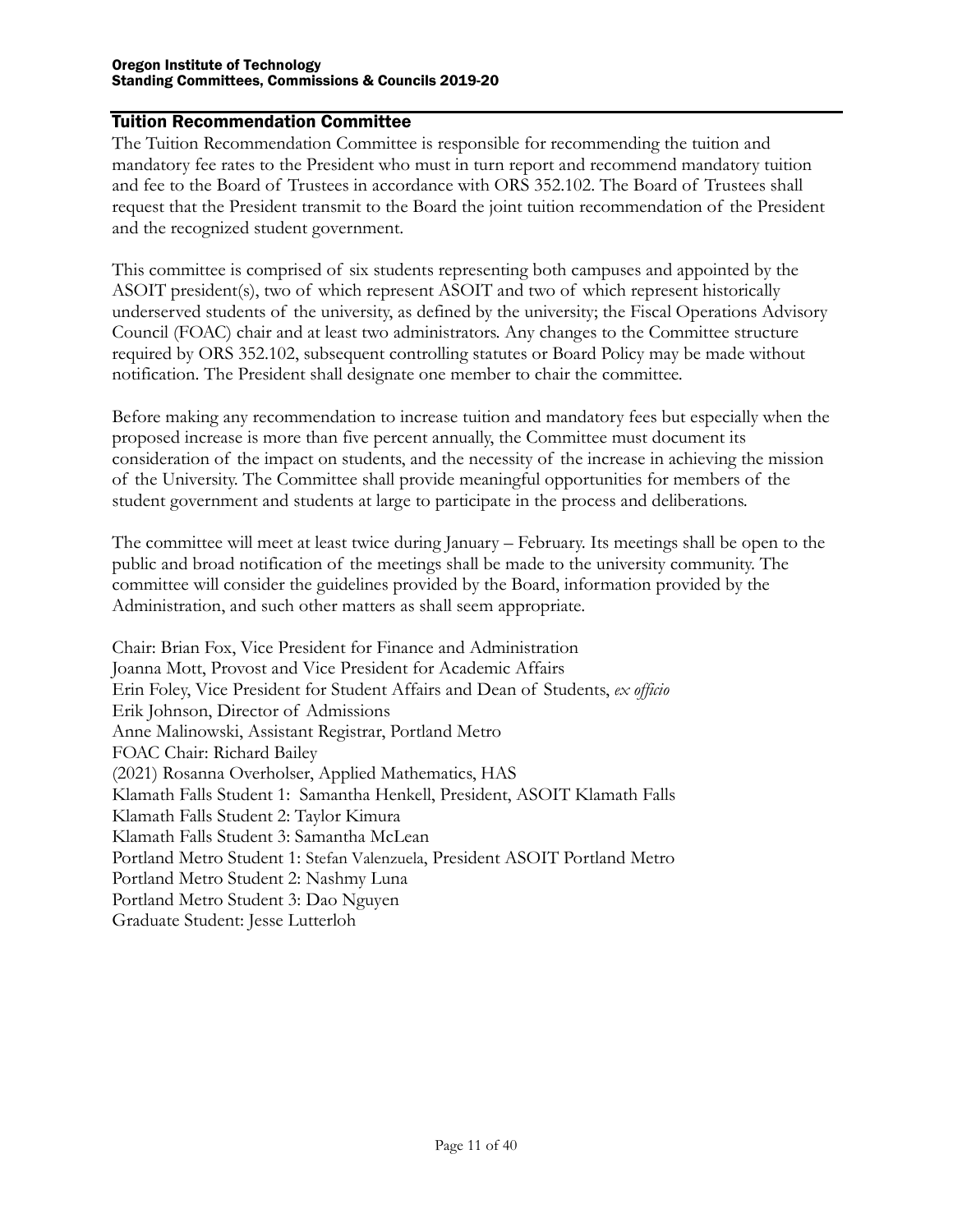## Tuition Recommendation Committee

The Tuition Recommendation Committee is responsible for recommending the tuition and mandatory fee rates to the President who must in turn report and recommend mandatory tuition and fee to the Board of Trustees in accordance with ORS 352.102. The Board of Trustees shall request that the President transmit to the Board the joint tuition recommendation of the President and the recognized student government.

This committee is comprised of six students representing both campuses and appointed by the ASOIT president(s), two of which represent ASOIT and two of which represent historically underserved students of the university, as defined by the university; the Fiscal Operations Advisory Council (FOAC) chair and at least two administrators. Any changes to the Committee structure required by ORS 352.102, subsequent controlling statutes or Board Policy may be made without notification. The President shall designate one member to chair the committee.

Before making any recommendation to increase tuition and mandatory fees but especially when the proposed increase is more than five percent annually, the Committee must document its consideration of the impact on students, and the necessity of the increase in achieving the mission of the University. The Committee shall provide meaningful opportunities for members of the student government and students at large to participate in the process and deliberations.

The committee will meet at least twice during January – February. Its meetings shall be open to the public and broad notification of the meetings shall be made to the university community. The committee will consider the guidelines provided by the Board, information provided by the Administration, and such other matters as shall seem appropriate.

Chair: Brian Fox, Vice President for Finance and Administration
Joanna Mott, Provost and Vice President for Academic Affairs
Erin Foley, Vice President for Student Affairs and Dean of Students, *ex officio*
Erik Johnson, Director of Admissions
Anne Malinowski, Assistant Registrar, Portland Metro
FOAC Chair: Richard Bailey
(2021) Rosanna Overholser, Applied Mathematics, HAS
Klamath Falls Student 1: Samantha Henkell, President, ASOIT Klamath Falls
Klamath Falls Student 2: Taylor Kimura
Klamath Falls Student 3: Samantha McLean
Portland Metro Student 1: Stefan Valenzuela, President ASOIT Portland Metro
Portland Metro Student 2: Nashmy Luna
Portland Metro Student 3: Dao Nguyen
Graduate Student: Jesse Lutterloh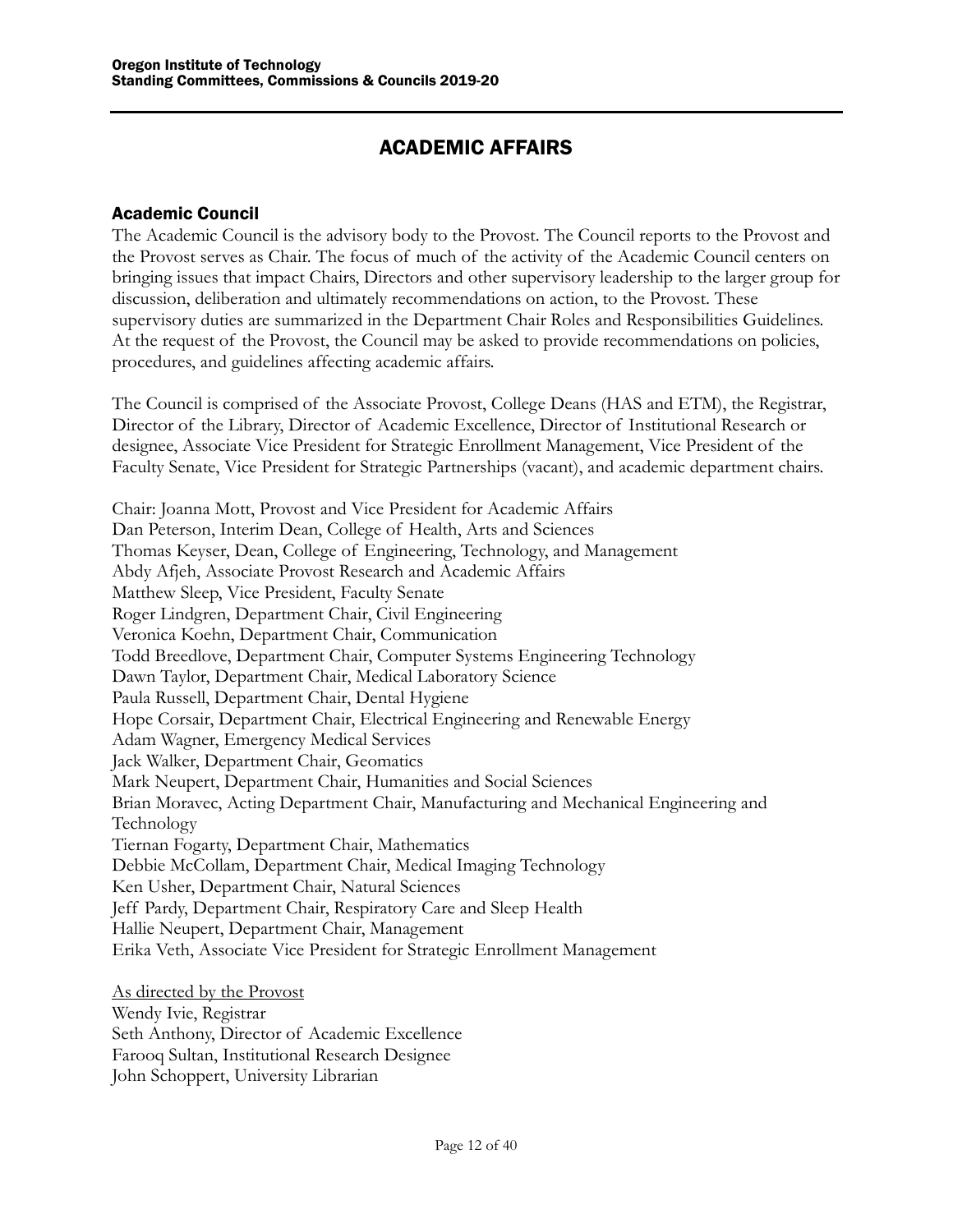# ACADEMIC AFFAIRS

## Academic Council

The Academic Council is the advisory body to the Provost. The Council reports to the Provost and the Provost serves as Chair. The focus of much of the activity of the Academic Council centers on bringing issues that impact Chairs, Directors and other supervisory leadership to the larger group for discussion, deliberation and ultimately recommendations on action, to the Provost. These supervisory duties are summarized in the Department Chair Roles and Responsibilities Guidelines. At the request of the Provost, the Council may be asked to provide recommendations on policies, procedures, and guidelines affecting academic affairs.

The Council is comprised of the Associate Provost, College Deans (HAS and ETM), the Registrar, Director of the Library, Director of Academic Excellence, Director of Institutional Research or designee, Associate Vice President for Strategic Enrollment Management, Vice President of the Faculty Senate, Vice President for Strategic Partnerships (vacant), and academic department chairs.

Chair: Joanna Mott, Provost and Vice President for Academic Affairs
Dan Peterson, Interim Dean, College of Health, Arts and Sciences
Thomas Keyser, Dean, College of Engineering, Technology, and Management
Abdy Afjeh, Associate Provost Research and Academic Affairs
Matthew Sleep, Vice President, Faculty Senate
Roger Lindgren, Department Chair, Civil Engineering
Veronica Koehn, Department Chair, Communication
Todd Breedlove, Department Chair, Computer Systems Engineering Technology
Dawn Taylor, Department Chair, Medical Laboratory Science
Paula Russell, Department Chair, Dental Hygiene
Hope Corsair, Department Chair, Electrical Engineering and Renewable Energy
Adam Wagner, Emergency Medical Services
Jack Walker, Department Chair, Geomatics
Mark Neupert, Department Chair, Humanities and Social Sciences
Brian Moravec, Acting Department Chair, Manufacturing and Mechanical Engineering and Technology
Tiernan Fogarty, Department Chair, Mathematics
Debbie McCollam, Department Chair, Medical Imaging Technology
Ken Usher, Department Chair, Natural Sciences
Jeff Pardy, Department Chair, Respiratory Care and Sleep Health
Hallie Neupert, Department Chair, Management
Erika Veth, Associate Vice President for Strategic Enrollment Management

As directed by the Provost
Wendy Ivie, Registrar
Seth Anthony, Director of Academic Excellence
Farooq Sultan, Institutional Research Designee
John Schoppert, University Librarian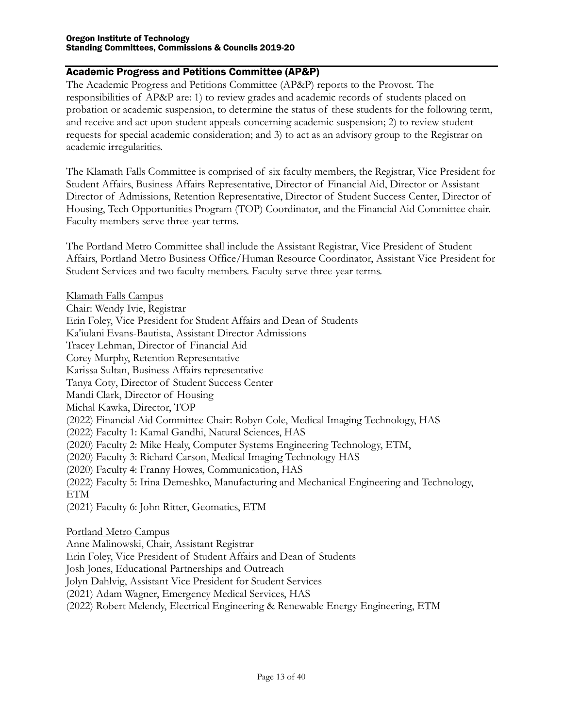## Academic Progress and Petitions Committee (AP&P)

The Academic Progress and Petitions Committee (AP&P) reports to the Provost. The responsibilities of AP&P are: 1) to review grades and academic records of students placed on probation or academic suspension, to determine the status of these students for the following term, and receive and act upon student appeals concerning academic suspension; 2) to review student requests for special academic consideration; and 3) to act as an advisory group to the Registrar on academic irregularities.

The Klamath Falls Committee is comprised of six faculty members, the Registrar, Vice President for Student Affairs, Business Affairs Representative, Director of Financial Aid, Director or Assistant Director of Admissions, Retention Representative, Director of Student Success Center, Director of Housing, Tech Opportunities Program (TOP) Coordinator, and the Financial Aid Committee chair. Faculty members serve three-year terms.

The Portland Metro Committee shall include the Assistant Registrar, Vice President of Student Affairs, Portland Metro Business Office/Human Resource Coordinator, Assistant Vice President for Student Services and two faculty members. Faculty serve three-year terms.

Klamath Falls Campus

Chair: Wendy Ivie, Registrar
Erin Foley, Vice President for Student Affairs and Dean of Students
Ka'iulani Evans-Bautista, Assistant Director Admissions
Tracey Lehman, Director of Financial Aid
Corey Murphy, Retention Representative
Karissa Sultan, Business Affairs representative
Tanya Coty, Director of Student Success Center
Mandi Clark, Director of Housing
Michal Kawka, Director, TOP
(2022) Financial Aid Committee Chair: Robyn Cole, Medical Imaging Technology, HAS
(2022) Faculty 1: Kamal Gandhi, Natural Sciences, HAS
(2020) Faculty 2: Mike Healy, Computer Systems Engineering Technology, ETM,
(2020) Faculty 3: Richard Carson, Medical Imaging Technology HAS
(2020) Faculty 4: Franny Howes, Communication, HAS
(2022) Faculty 5: Irina Demeshko, Manufacturing and Mechanical Engineering and Technology, ETM
(2021) Faculty 6: John Ritter, Geomatics, ETM

Portland Metro Campus

Anne Malinowski, Chair, Assistant Registrar
Erin Foley, Vice President of Student Affairs and Dean of Students
Josh Jones, Educational Partnerships and Outreach
Jolyn Dahlvig, Assistant Vice President for Student Services
(2021) Adam Wagner, Emergency Medical Services, HAS
(2022) Robert Melendy, Electrical Engineering & Renewable Energy Engineering, ETM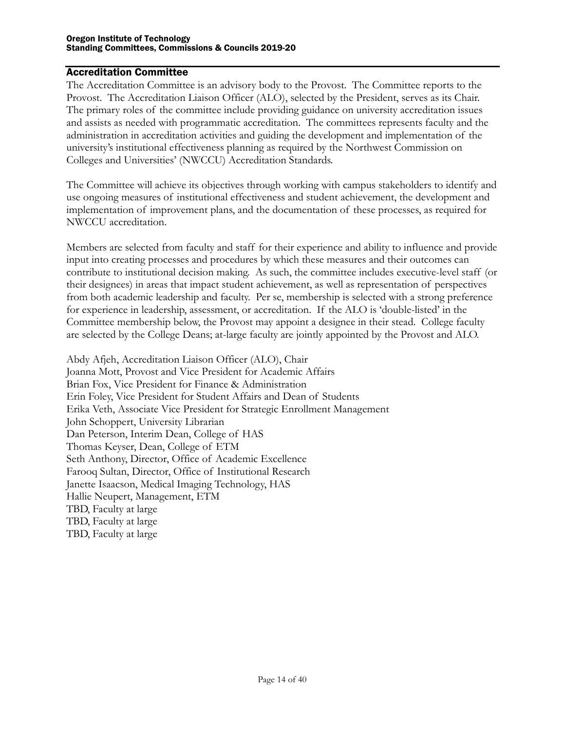## Accreditation Committee

The Accreditation Committee is an advisory body to the Provost. The Committee reports to the Provost. The Accreditation Liaison Officer (ALO), selected by the President, serves as its Chair. The primary roles of the committee include providing guidance on university accreditation issues and assists as needed with programmatic accreditation. The committees represents faculty and the administration in accreditation activities and guiding the development and implementation of the university's institutional effectiveness planning as required by the Northwest Commission on Colleges and Universities' (NWCCU) Accreditation Standards.

The Committee will achieve its objectives through working with campus stakeholders to identify and use ongoing measures of institutional effectiveness and student achievement, the development and implementation of improvement plans, and the documentation of these processes, as required for NWCCU accreditation.

Members are selected from faculty and staff for their experience and ability to influence and provide input into creating processes and procedures by which these measures and their outcomes can contribute to institutional decision making. As such, the committee includes executive-level staff (or their designees) in areas that impact student achievement, as well as representation of perspectives from both academic leadership and faculty. Per se, membership is selected with a strong preference for experience in leadership, assessment, or accreditation. If the ALO is 'double-listed' in the Committee membership below, the Provost may appoint a designee in their stead. College faculty are selected by the College Deans; at-large faculty are jointly appointed by the Provost and ALO.

Abdy Afjeh, Accreditation Liaison Officer (ALO), Chair
Joanna Mott, Provost and Vice President for Academic Affairs
Brian Fox, Vice President for Finance & Administration
Erin Foley, Vice President for Student Affairs and Dean of Students
Erika Veth, Associate Vice President for Strategic Enrollment Management
John Schoppert, University Librarian
Dan Peterson, Interim Dean, College of HAS
Thomas Keyser, Dean, College of ETM
Seth Anthony, Director, Office of Academic Excellence
Farooq Sultan, Director, Office of Institutional Research
Janette Isaacson, Medical Imaging Technology, HAS
Hallie Neupert, Management, ETM
TBD, Faculty at large
TBD, Faculty at large
TBD, Faculty at large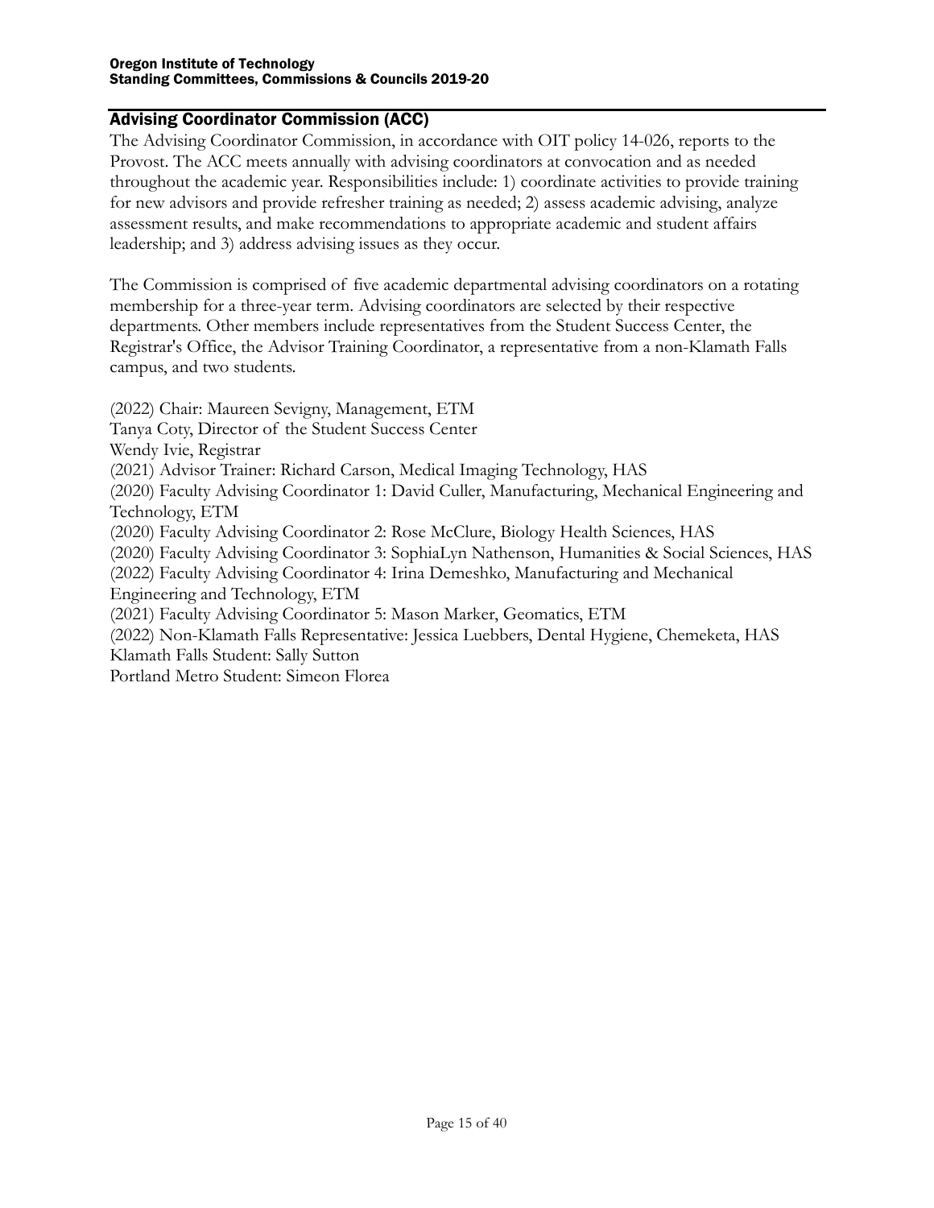## Advising Coordinator Commission (ACC)

The Advising Coordinator Commission, in accordance with OIT policy 14-026, reports to the Provost. The ACC meets annually with advising coordinators at convocation and as needed throughout the academic year. Responsibilities include: 1) coordinate activities to provide training for new advisors and provide refresher training as needed; 2) assess academic advising, analyze assessment results, and make recommendations to appropriate academic and student affairs leadership; and 3) address advising issues as they occur.

The Commission is comprised of five academic departmental advising coordinators on a rotating membership for a three-year term. Advising coordinators are selected by their respective departments. Other members include representatives from the Student Success Center, the Registrar's Office, the Advisor Training Coordinator, a representative from a non-Klamath Falls campus, and two students.

(2022) Chair: Maureen Sevigny, Management, ETM
Tanya Coty, Director of the Student Success Center
Wendy Ivie, Registrar
(2021) Advisor Trainer: Richard Carson, Medical Imaging Technology, HAS
(2020) Faculty Advising Coordinator 1: David Culler, Manufacturing, Mechanical Engineering and Technology, ETM
(2020) Faculty Advising Coordinator 2: Rose McClure, Biology Health Sciences, HAS
(2020) Faculty Advising Coordinator 3: SophiaLyn Nathenson, Humanities & Social Sciences, HAS
(2022) Faculty Advising Coordinator 4: Irina Demeshko, Manufacturing and Mechanical Engineering and Technology, ETM
(2021) Faculty Advising Coordinator 5: Mason Marker, Geomatics, ETM
(2022) Non-Klamath Falls Representative: Jessica Luebbers, Dental Hygiene, Chemeketa, HAS
Klamath Falls Student: Sally Sutton
Portland Metro Student: Simeon Florea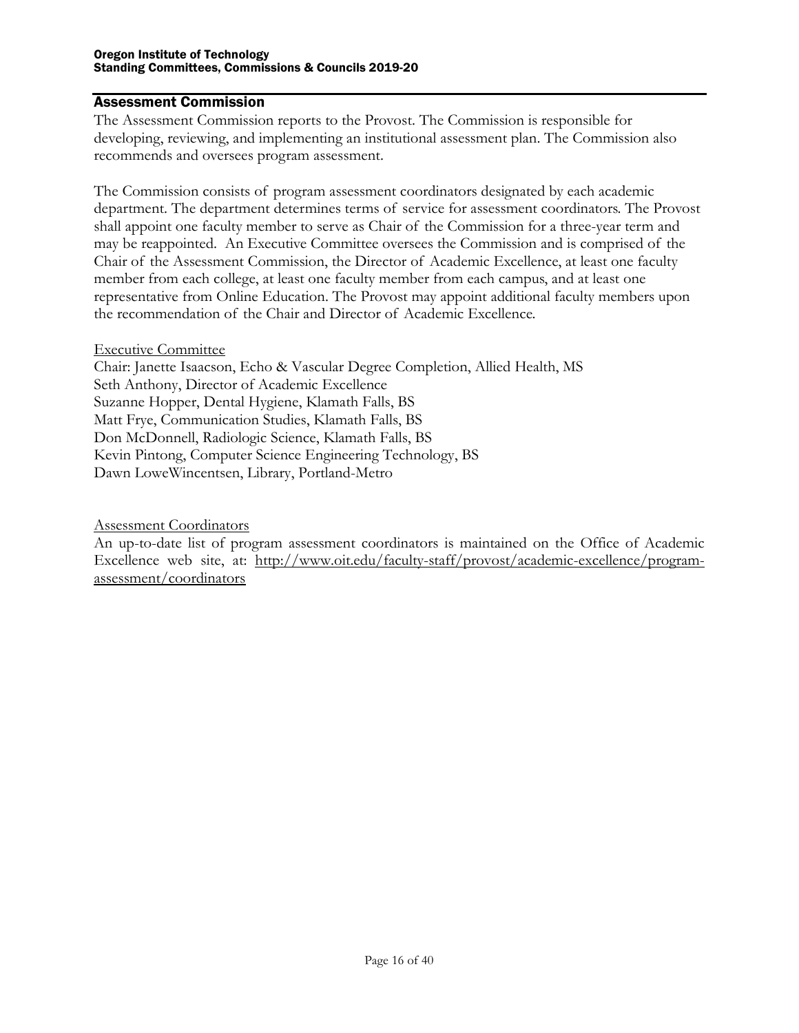## Assessment Commission

The Assessment Commission reports to the Provost. The Commission is responsible for developing, reviewing, and implementing an institutional assessment plan. The Commission also recommends and oversees program assessment.

The Commission consists of program assessment coordinators designated by each academic department. The department determines terms of service for assessment coordinators. The Provost shall appoint one faculty member to serve as Chair of the Commission for a three-year term and may be reappointed. An Executive Committee oversees the Commission and is comprised of the Chair of the Assessment Commission, the Director of Academic Excellence, at least one faculty member from each college, at least one faculty member from each campus, and at least one representative from Online Education. The Provost may appoint additional faculty members upon the recommendation of the Chair and Director of Academic Excellence.

Executive Committee

Chair: Janette Isaacson, Echo & Vascular Degree Completion, Allied Health, MS
Seth Anthony, Director of Academic Excellence
Suzanne Hopper, Dental Hygiene, Klamath Falls, BS
Matt Frye, Communication Studies, Klamath Falls, BS
Don McDonnell, Radiologic Science, Klamath Falls, BS
Kevin Pintong, Computer Science Engineering Technology, BS
Dawn LoweWincentsen, Library, Portland-Metro

Assessment Coordinators

An up-to-date list of program assessment coordinators is maintained on the Office of Academic Excellence web site, at: http://www.oit.edu/faculty-staff/provost/academic-excellence/program-assessment/coordinators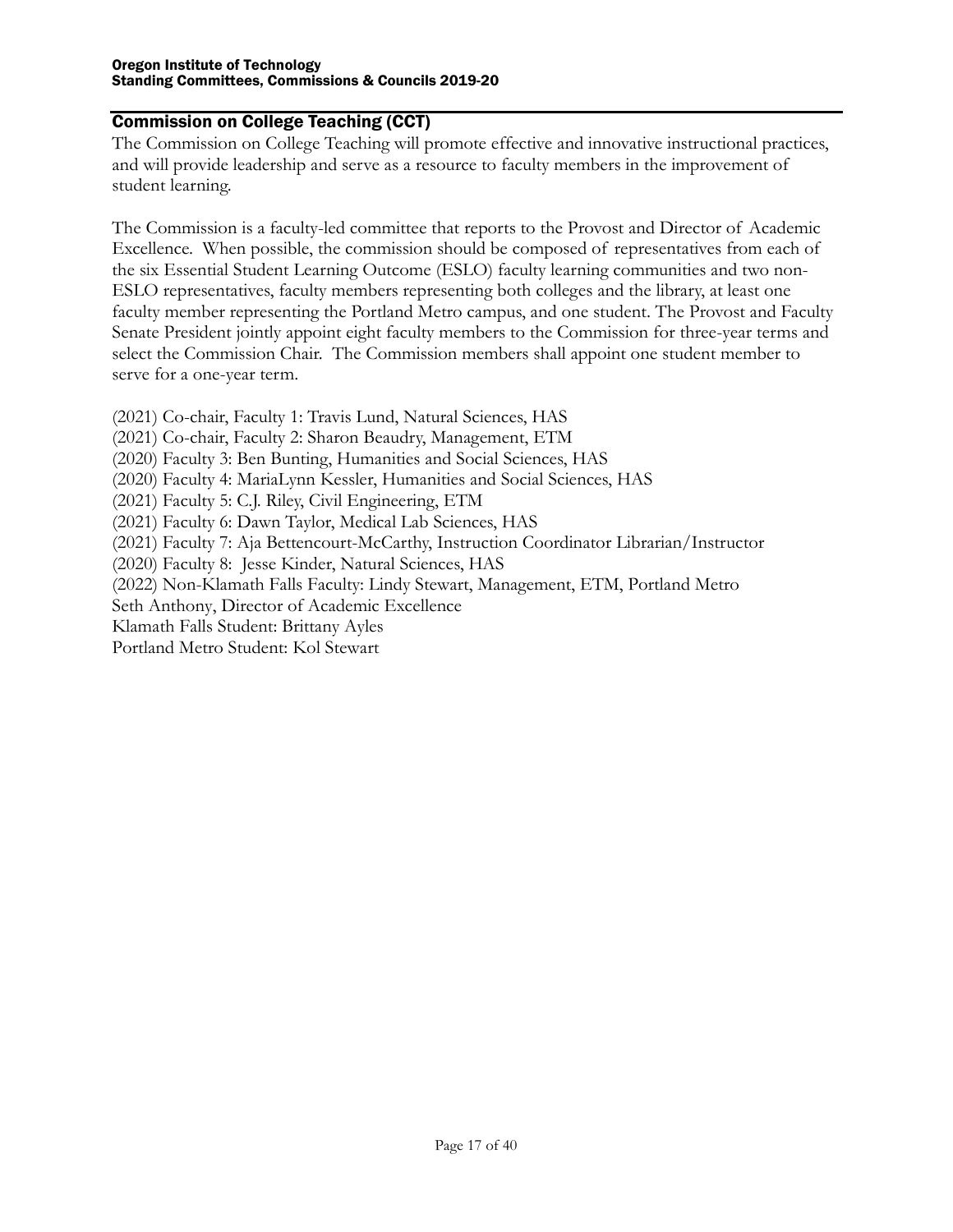## Commission on College Teaching (CCT)

The Commission on College Teaching will promote effective and innovative instructional practices, and will provide leadership and serve as a resource to faculty members in the improvement of student learning.

The Commission is a faculty-led committee that reports to the Provost and Director of Academic Excellence. When possible, the commission should be composed of representatives from each of the six Essential Student Learning Outcome (ESLO) faculty learning communities and two non-ESLO representatives, faculty members representing both colleges and the library, at least one faculty member representing the Portland Metro campus, and one student. The Provost and Faculty Senate President jointly appoint eight faculty members to the Commission for three-year terms and select the Commission Chair. The Commission members shall appoint one student member to serve for a one-year term.

(2021) Co-chair, Faculty 1: Travis Lund, Natural Sciences, HAS
(2021) Co-chair, Faculty 2: Sharon Beaudry, Management, ETM
(2020) Faculty 3: Ben Bunting, Humanities and Social Sciences, HAS
(2020) Faculty 4: MariaLynn Kessler, Humanities and Social Sciences, HAS
(2021) Faculty 5: C.J. Riley, Civil Engineering, ETM
(2021) Faculty 6: Dawn Taylor, Medical Lab Sciences, HAS
(2021) Faculty 7: Aja Bettencourt-McCarthy, Instruction Coordinator Librarian/Instructor
(2020) Faculty 8: Jesse Kinder, Natural Sciences, HAS
(2022) Non-Klamath Falls Faculty: Lindy Stewart, Management, ETM, Portland Metro
Seth Anthony, Director of Academic Excellence
Klamath Falls Student: Brittany Ayles
Portland Metro Student: Kol Stewart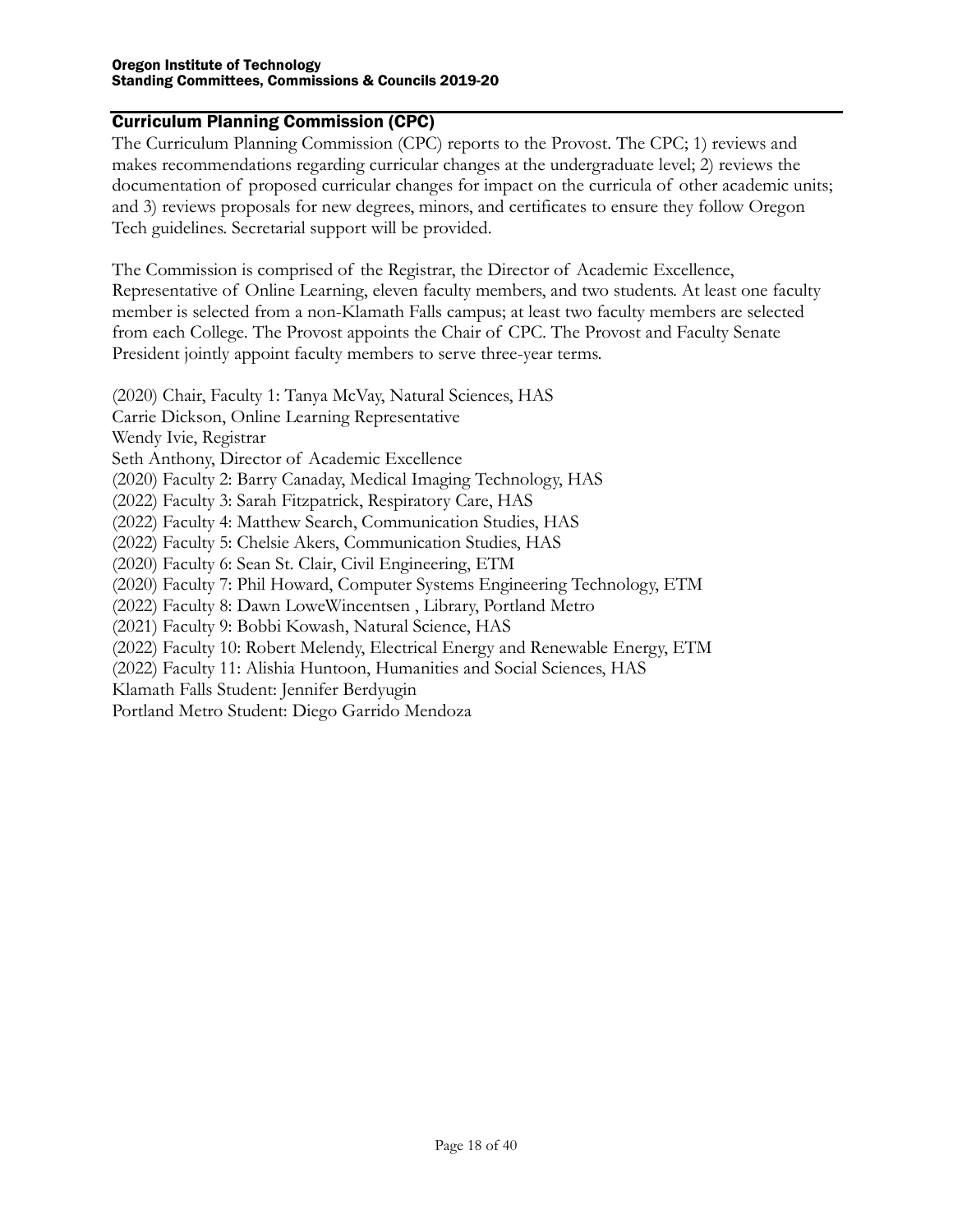## Curriculum Planning Commission (CPC)

The Curriculum Planning Commission (CPC) reports to the Provost. The CPC; 1) reviews and makes recommendations regarding curricular changes at the undergraduate level; 2) reviews the documentation of proposed curricular changes for impact on the curricula of other academic units; and 3) reviews proposals for new degrees, minors, and certificates to ensure they follow Oregon Tech guidelines. Secretarial support will be provided.

The Commission is comprised of the Registrar, the Director of Academic Excellence, Representative of Online Learning, eleven faculty members, and two students. At least one faculty member is selected from a non-Klamath Falls campus; at least two faculty members are selected from each College. The Provost appoints the Chair of CPC. The Provost and Faculty Senate President jointly appoint faculty members to serve three-year terms.

(2020) Chair, Faculty 1: Tanya McVay, Natural Sciences, HAS
Carrie Dickson, Online Learning Representative
Wendy Ivie, Registrar
Seth Anthony, Director of Academic Excellence
(2020) Faculty 2: Barry Canaday, Medical Imaging Technology, HAS
(2022) Faculty 3: Sarah Fitzpatrick, Respiratory Care, HAS
(2022) Faculty 4: Matthew Search, Communication Studies, HAS
(2022) Faculty 5: Chelsie Akers, Communication Studies, HAS
(2020) Faculty 6: Sean St. Clair, Civil Engineering, ETM
(2020) Faculty 7: Phil Howard, Computer Systems Engineering Technology, ETM
(2022) Faculty 8: Dawn LoweWincentsen , Library, Portland Metro
(2021) Faculty 9: Bobbi Kowash, Natural Science, HAS
(2022) Faculty 10: Robert Melendy, Electrical Energy and Renewable Energy, ETM
(2022) Faculty 11: Alishia Huntoon, Humanities and Social Sciences, HAS
Klamath Falls Student: Jennifer Berdyugin
Portland Metro Student: Diego Garrido Mendoza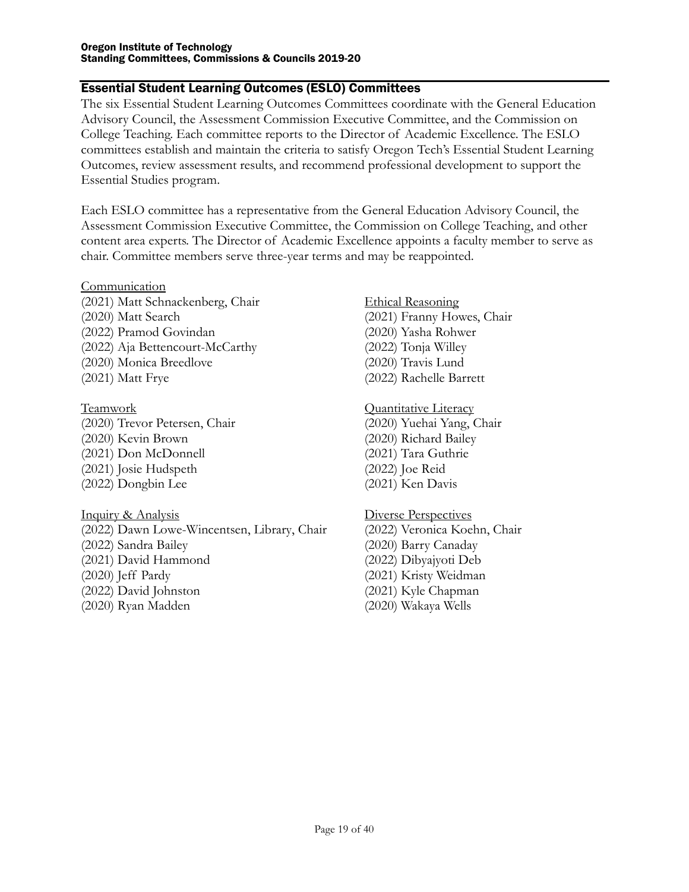## Essential Student Learning Outcomes (ESLO) Committees

The six Essential Student Learning Outcomes Committees coordinate with the General Education Advisory Council, the Assessment Commission Executive Committee, and the Commission on College Teaching. Each committee reports to the Director of Academic Excellence. The ESLO committees establish and maintain the criteria to satisfy Oregon Tech's Essential Student Learning Outcomes, review assessment results, and recommend professional development to support the Essential Studies program.

Each ESLO committee has a representative from the General Education Advisory Council, the Assessment Commission Executive Committee, the Commission on College Teaching, and other content area experts. The Director of Academic Excellence appoints a faculty member to serve as chair. Committee members serve three-year terms and may be reappointed.

<u>Communication</u>
(2021) Matt Schnackenberg, Chair
(2020) Matt Search
(2022) Pramod Govindan
(2022) Aja Bettencourt-McCarthy
(2020) Monica Breedlove
(2021) Matt Frye

<u>Teamwork</u>
(2020) Trevor Petersen, Chair
(2020) Kevin Brown
(2021) Don McDonnell
(2021) Josie Hudspeth
(2022) Dongbin Lee

<u>Inquiry & Analysis</u>
(2022) Dawn Lowe-Wincentsen, Library, Chair
(2022) Sandra Bailey
(2021) David Hammond
(2020) Jeff Pardy
(2022) David Johnston
(2020) Ryan Madden

<u>Ethical Reasoning</u>
(2021) Franny Howes, Chair
(2020) Yasha Rohwer
(2022) Tonja Willey
(2020) Travis Lund
(2022) Rachelle Barrett

<u>Quantitative Literacy</u>
(2020) Yuehai Yang, Chair
(2020) Richard Bailey
(2021) Tara Guthrie
(2022) Joe Reid
(2021) Ken Davis

<u>Diverse Perspectives</u>
(2022) Veronica Koehn, Chair
(2020) Barry Canaday
(2022) Dibyajyoti Deb
(2021) Kristy Weidman
(2021) Kyle Chapman
(2020) Wakaya Wells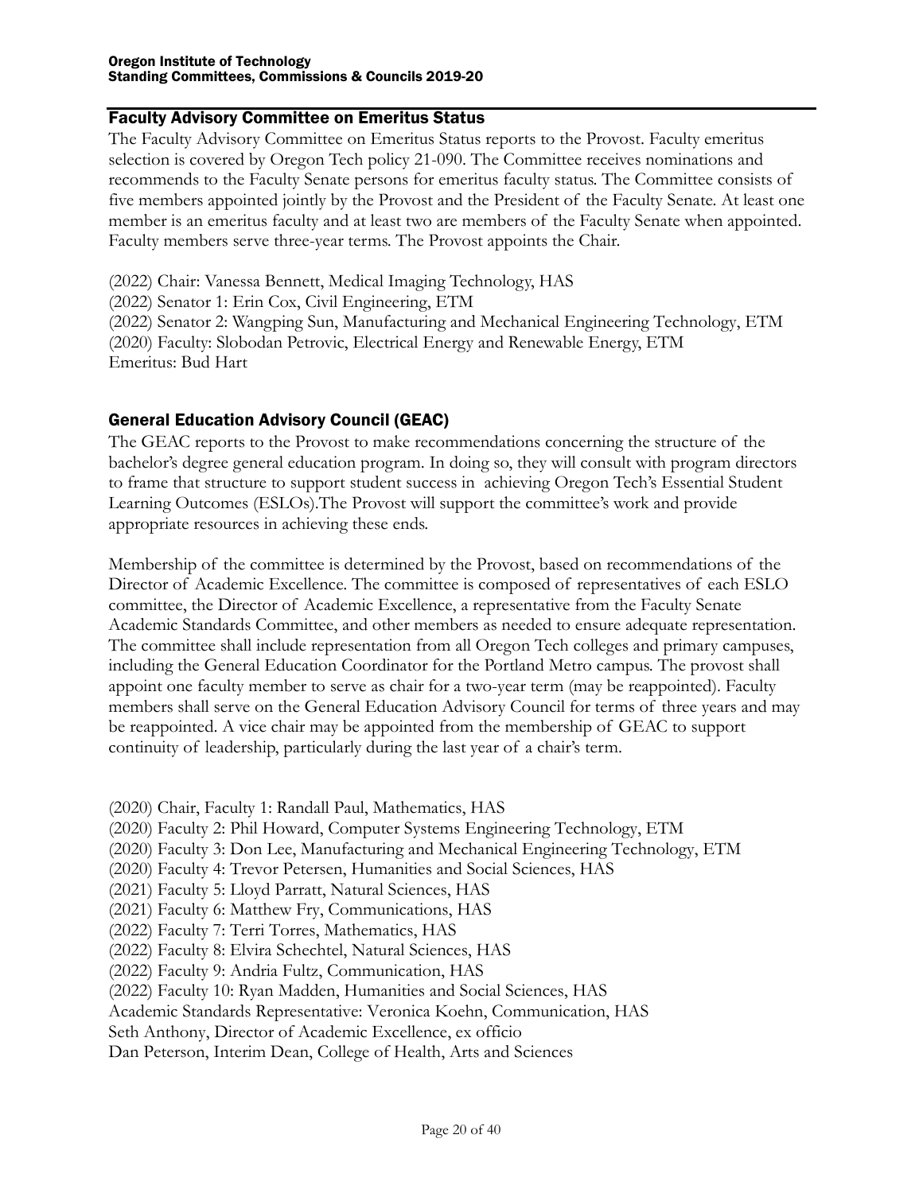## Faculty Advisory Committee on Emeritus Status

The Faculty Advisory Committee on Emeritus Status reports to the Provost. Faculty emeritus selection is covered by Oregon Tech policy 21-090. The Committee receives nominations and recommends to the Faculty Senate persons for emeritus faculty status. The Committee consists of five members appointed jointly by the Provost and the President of the Faculty Senate. At least one member is an emeritus faculty and at least two are members of the Faculty Senate when appointed. Faculty members serve three-year terms. The Provost appoints the Chair.

(2022) Chair: Vanessa Bennett, Medical Imaging Technology, HAS
(2022) Senator 1: Erin Cox, Civil Engineering, ETM
(2022) Senator 2: Wangping Sun, Manufacturing and Mechanical Engineering Technology, ETM
(2020) Faculty: Slobodan Petrovic, Electrical Energy and Renewable Energy, ETM
Emeritus: Bud Hart

## General Education Advisory Council (GEAC)

The GEAC reports to the Provost to make recommendations concerning the structure of the bachelor's degree general education program. In doing so, they will consult with program directors to frame that structure to support student success in achieving Oregon Tech's Essential Student Learning Outcomes (ESLOs).The Provost will support the committee's work and provide appropriate resources in achieving these ends.

Membership of the committee is determined by the Provost, based on recommendations of the Director of Academic Excellence. The committee is composed of representatives of each ESLO committee, the Director of Academic Excellence, a representative from the Faculty Senate Academic Standards Committee, and other members as needed to ensure adequate representation. The committee shall include representation from all Oregon Tech colleges and primary campuses, including the General Education Coordinator for the Portland Metro campus. The provost shall appoint one faculty member to serve as chair for a two-year term (may be reappointed). Faculty members shall serve on the General Education Advisory Council for terms of three years and may be reappointed. A vice chair may be appointed from the membership of GEAC to support continuity of leadership, particularly during the last year of a chair's term.

(2020) Chair, Faculty 1: Randall Paul, Mathematics, HAS
(2020) Faculty 2: Phil Howard, Computer Systems Engineering Technology, ETM
(2020) Faculty 3: Don Lee, Manufacturing and Mechanical Engineering Technology, ETM
(2020) Faculty 4: Trevor Petersen, Humanities and Social Sciences, HAS
(2021) Faculty 5: Lloyd Parratt, Natural Sciences, HAS
(2021) Faculty 6: Matthew Fry, Communications, HAS
(2022) Faculty 7: Terri Torres, Mathematics, HAS
(2022) Faculty 8: Elvira Schechtel, Natural Sciences, HAS
(2022) Faculty 9: Andria Fultz, Communication, HAS
(2022) Faculty 10: Ryan Madden, Humanities and Social Sciences, HAS
Academic Standards Representative: Veronica Koehn, Communication, HAS
Seth Anthony, Director of Academic Excellence, ex officio
Dan Peterson, Interim Dean, College of Health, Arts and Sciences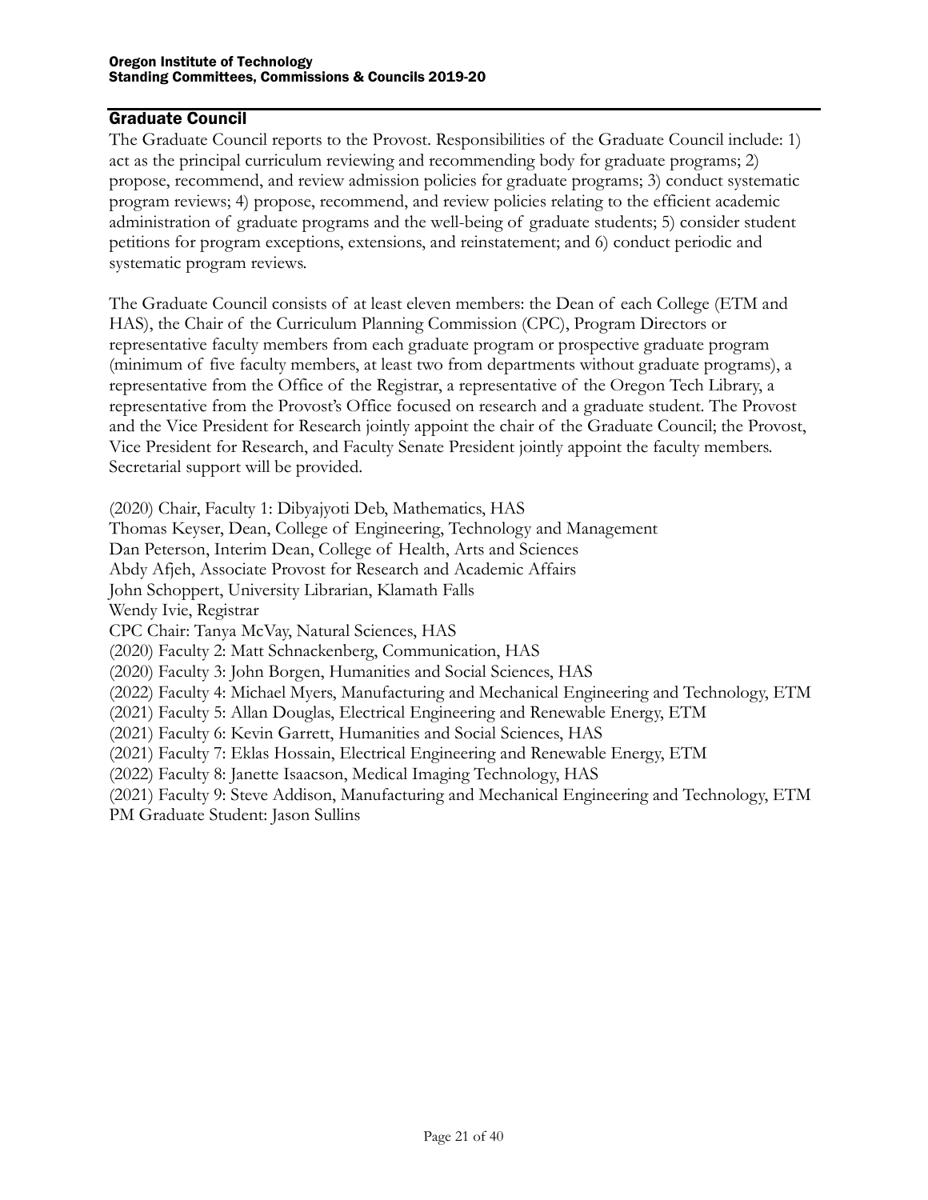## Graduate Council

The Graduate Council reports to the Provost. Responsibilities of the Graduate Council include: 1) act as the principal curriculum reviewing and recommending body for graduate programs; 2) propose, recommend, and review admission policies for graduate programs; 3) conduct systematic program reviews; 4) propose, recommend, and review policies relating to the efficient academic administration of graduate programs and the well-being of graduate students; 5) consider student petitions for program exceptions, extensions, and reinstatement; and 6) conduct periodic and systematic program reviews.

The Graduate Council consists of at least eleven members: the Dean of each College (ETM and HAS), the Chair of the Curriculum Planning Commission (CPC), Program Directors or representative faculty members from each graduate program or prospective graduate program (minimum of five faculty members, at least two from departments without graduate programs), a representative from the Office of the Registrar, a representative of the Oregon Tech Library, a representative from the Provost's Office focused on research and a graduate student. The Provost and the Vice President for Research jointly appoint the chair of the Graduate Council; the Provost, Vice President for Research, and Faculty Senate President jointly appoint the faculty members. Secretarial support will be provided.

(2020) Chair, Faculty 1: Dibyajyoti Deb, Mathematics, HAS
Thomas Keyser, Dean, College of Engineering, Technology and Management
Dan Peterson, Interim Dean, College of Health, Arts and Sciences
Abdy Afjeh, Associate Provost for Research and Academic Affairs
John Schoppert, University Librarian, Klamath Falls
Wendy Ivie, Registrar
CPC Chair: Tanya McVay, Natural Sciences, HAS
(2020) Faculty 2: Matt Schnackenberg, Communication, HAS
(2020) Faculty 3: John Borgen, Humanities and Social Sciences, HAS
(2022) Faculty 4: Michael Myers, Manufacturing and Mechanical Engineering and Technology, ETM
(2021) Faculty 5: Allan Douglas, Electrical Engineering and Renewable Energy, ETM
(2021) Faculty 6: Kevin Garrett, Humanities and Social Sciences, HAS
(2021) Faculty 7: Eklas Hossain, Electrical Engineering and Renewable Energy, ETM
(2022) Faculty 8: Janette Isaacson, Medical Imaging Technology, HAS
(2021) Faculty 9: Steve Addison, Manufacturing and Mechanical Engineering and Technology, ETM
PM Graduate Student: Jason Sullins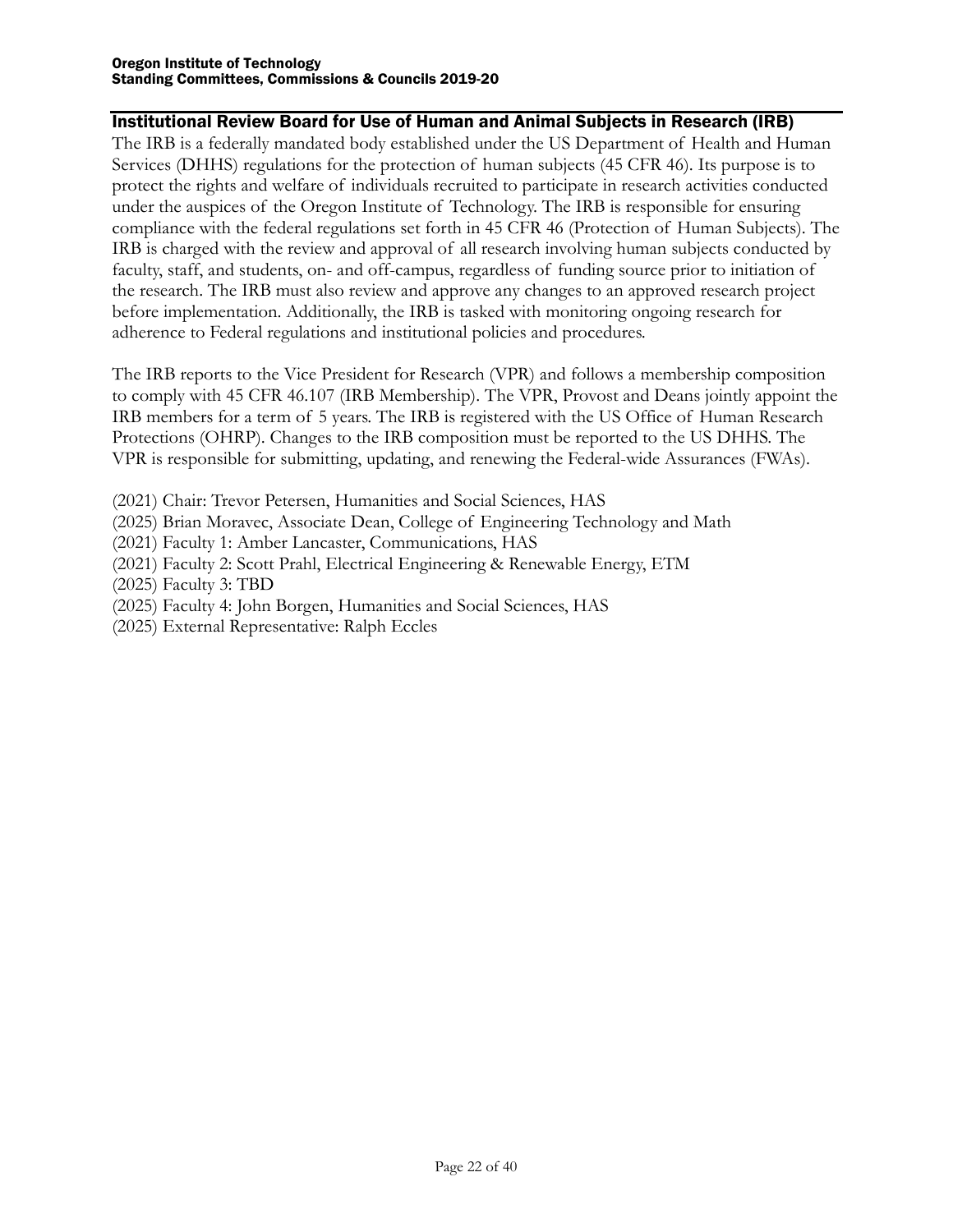## Institutional Review Board for Use of Human and Animal Subjects in Research (IRB)

The IRB is a federally mandated body established under the US Department of Health and Human Services (DHHS) regulations for the protection of human subjects (45 CFR 46). Its purpose is to protect the rights and welfare of individuals recruited to participate in research activities conducted under the auspices of the Oregon Institute of Technology. The IRB is responsible for ensuring compliance with the federal regulations set forth in 45 CFR 46 (Protection of Human Subjects). The IRB is charged with the review and approval of all research involving human subjects conducted by faculty, staff, and students, on- and off-campus, regardless of funding source prior to initiation of the research. The IRB must also review and approve any changes to an approved research project before implementation. Additionally, the IRB is tasked with monitoring ongoing research for adherence to Federal regulations and institutional policies and procedures.

The IRB reports to the Vice President for Research (VPR) and follows a membership composition to comply with 45 CFR 46.107 (IRB Membership). The VPR, Provost and Deans jointly appoint the IRB members for a term of 5 years. The IRB is registered with the US Office of Human Research Protections (OHRP). Changes to the IRB composition must be reported to the US DHHS. The VPR is responsible for submitting, updating, and renewing the Federal-wide Assurances (FWAs).

(2021) Chair: Trevor Petersen, Humanities and Social Sciences, HAS
(2025) Brian Moravec, Associate Dean, College of Engineering Technology and Math
(2021) Faculty 1: Amber Lancaster, Communications, HAS
(2021) Faculty 2: Scott Prahl, Electrical Engineering & Renewable Energy, ETM
(2025) Faculty 3: TBD
(2025) Faculty 4: John Borgen, Humanities and Social Sciences, HAS
(2025) External Representative: Ralph Eccles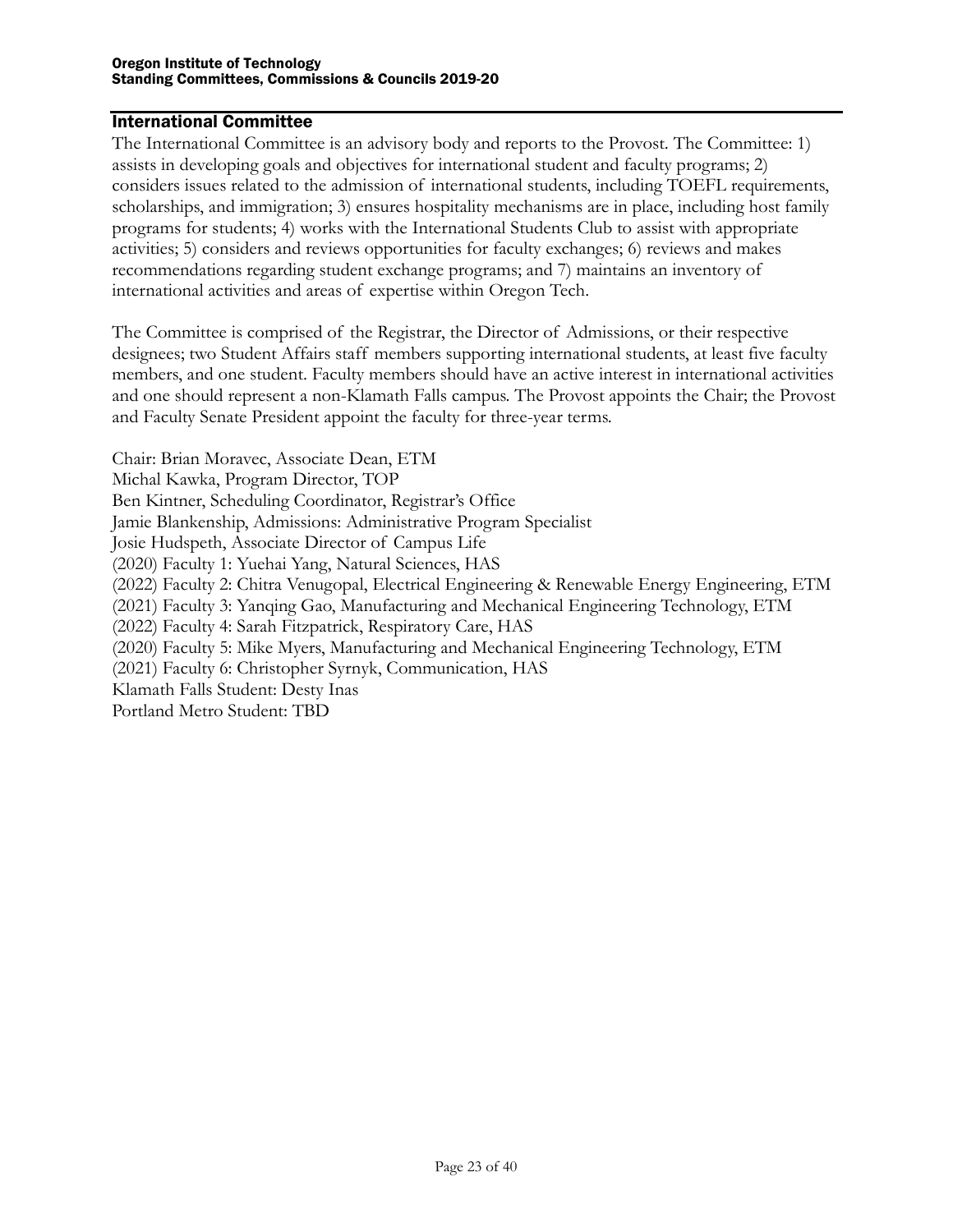## International Committee

The International Committee is an advisory body and reports to the Provost. The Committee: 1) assists in developing goals and objectives for international student and faculty programs; 2) considers issues related to the admission of international students, including TOEFL requirements, scholarships, and immigration; 3) ensures hospitality mechanisms are in place, including host family programs for students; 4) works with the International Students Club to assist with appropriate activities; 5) considers and reviews opportunities for faculty exchanges; 6) reviews and makes recommendations regarding student exchange programs; and 7) maintains an inventory of international activities and areas of expertise within Oregon Tech.

The Committee is comprised of the Registrar, the Director of Admissions, or their respective designees; two Student Affairs staff members supporting international students, at least five faculty members, and one student. Faculty members should have an active interest in international activities and one should represent a non-Klamath Falls campus. The Provost appoints the Chair; the Provost and Faculty Senate President appoint the faculty for three-year terms.

Chair: Brian Moravec, Associate Dean, ETM
Michal Kawka, Program Director, TOP
Ben Kintner, Scheduling Coordinator, Registrar's Office
Jamie Blankenship, Admissions: Administrative Program Specialist
Josie Hudspeth, Associate Director of Campus Life
(2020) Faculty 1: Yuehai Yang, Natural Sciences, HAS
(2022) Faculty 2: Chitra Venugopal, Electrical Engineering & Renewable Energy Engineering, ETM
(2021) Faculty 3: Yanqing Gao, Manufacturing and Mechanical Engineering Technology, ETM
(2022) Faculty 4: Sarah Fitzpatrick, Respiratory Care, HAS
(2020) Faculty 5: Mike Myers, Manufacturing and Mechanical Engineering Technology, ETM
(2021) Faculty 6: Christopher Syrnyk, Communication, HAS
Klamath Falls Student: Desty Inas
Portland Metro Student: TBD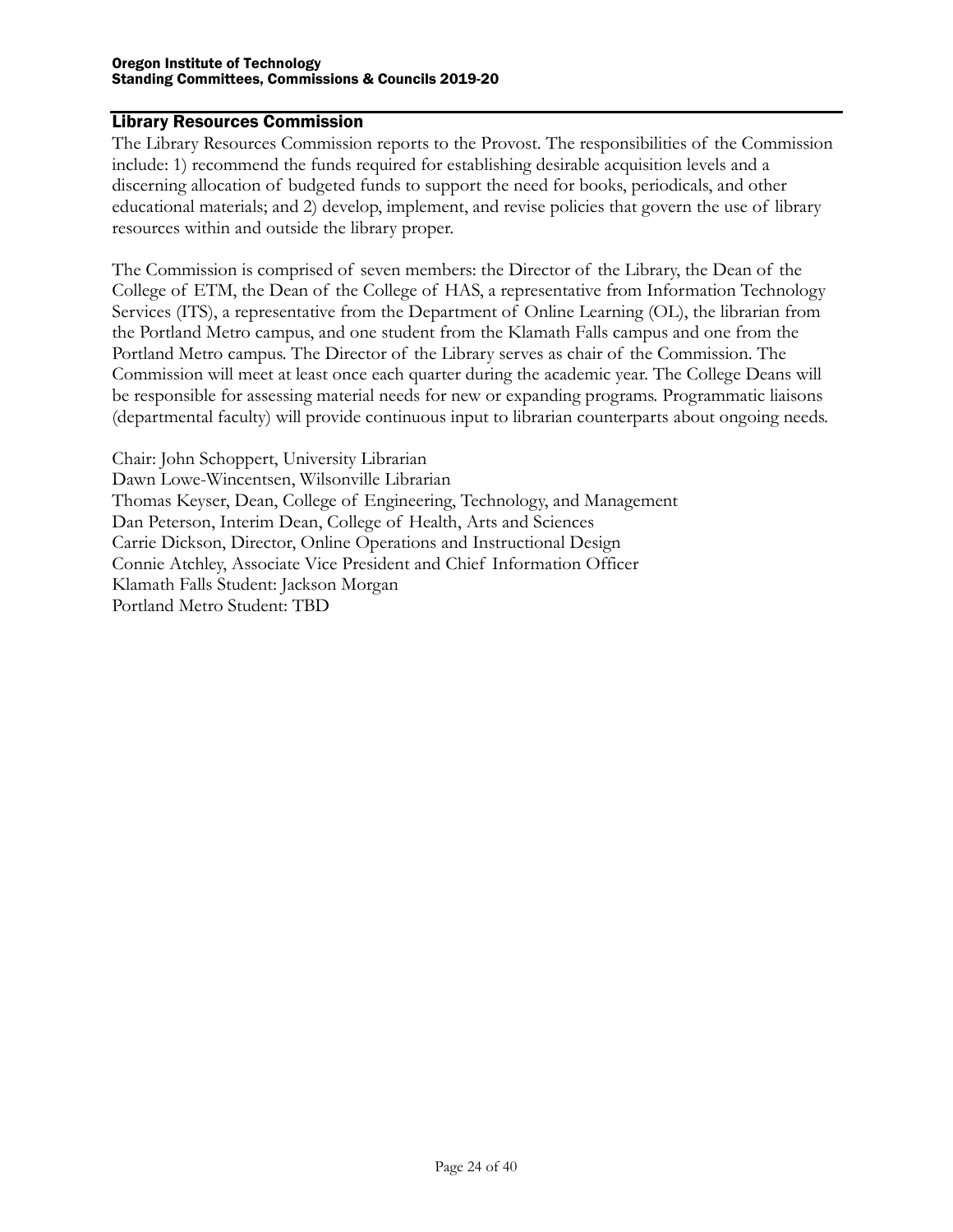## Library Resources Commission

The Library Resources Commission reports to the Provost. The responsibilities of the Commission include: 1) recommend the funds required for establishing desirable acquisition levels and a discerning allocation of budgeted funds to support the need for books, periodicals, and other educational materials; and 2) develop, implement, and revise policies that govern the use of library resources within and outside the library proper.

The Commission is comprised of seven members: the Director of the Library, the Dean of the College of ETM, the Dean of the College of HAS, a representative from Information Technology Services (ITS), a representative from the Department of Online Learning (OL), the librarian from the Portland Metro campus, and one student from the Klamath Falls campus and one from the Portland Metro campus. The Director of the Library serves as chair of the Commission. The Commission will meet at least once each quarter during the academic year. The College Deans will be responsible for assessing material needs for new or expanding programs. Programmatic liaisons (departmental faculty) will provide continuous input to librarian counterparts about ongoing needs.

Chair: John Schoppert, University Librarian
Dawn Lowe-Wincentsen, Wilsonville Librarian
Thomas Keyser, Dean, College of Engineering, Technology, and Management
Dan Peterson, Interim Dean, College of Health, Arts and Sciences
Carrie Dickson, Director, Online Operations and Instructional Design
Connie Atchley, Associate Vice President and Chief Information Officer
Klamath Falls Student: Jackson Morgan
Portland Metro Student: TBD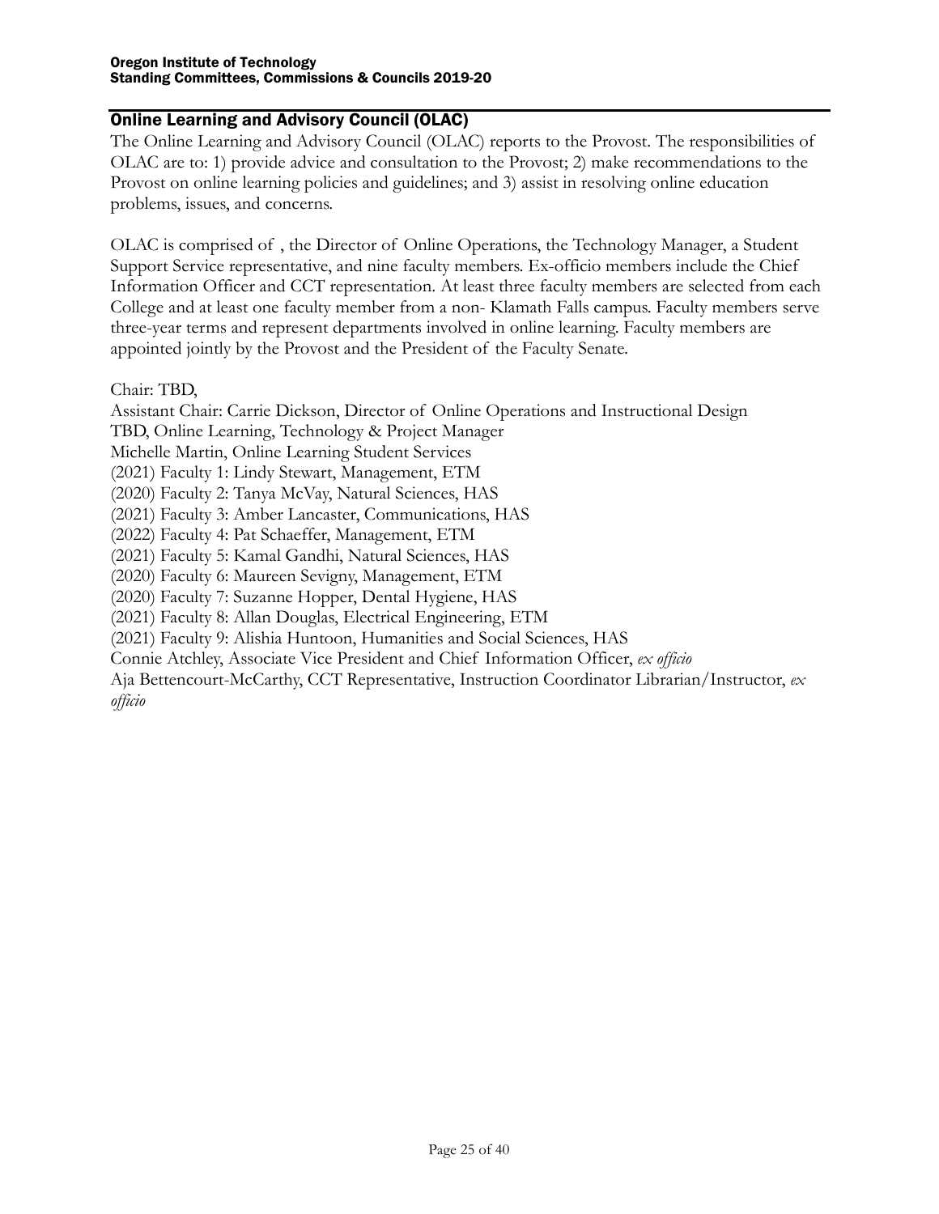## Online Learning and Advisory Council (OLAC)

The Online Learning and Advisory Council (OLAC) reports to the Provost. The responsibilities of OLAC are to: 1) provide advice and consultation to the Provost; 2) make recommendations to the Provost on online learning policies and guidelines; and 3) assist in resolving online education problems, issues, and concerns.

OLAC is comprised of , the Director of Online Operations, the Technology Manager, a Student Support Service representative, and nine faculty members. Ex-officio members include the Chief Information Officer and CCT representation. At least three faculty members are selected from each College and at least one faculty member from a non- Klamath Falls campus. Faculty members serve three-year terms and represent departments involved in online learning. Faculty members are appointed jointly by the Provost and the President of the Faculty Senate.

Chair: TBD,  
Assistant Chair: Carrie Dickson, Director of Online Operations and Instructional Design  
TBD, Online Learning, Technology & Project Manager  
Michelle Martin, Online Learning Student Services  
(2021) Faculty 1: Lindy Stewart, Management, ETM  
(2020) Faculty 2: Tanya McVay, Natural Sciences, HAS  
(2021) Faculty 3: Amber Lancaster, Communications, HAS  
(2022) Faculty 4: Pat Schaeffer, Management, ETM  
(2021) Faculty 5: Kamal Gandhi, Natural Sciences, HAS  
(2020) Faculty 6: Maureen Sevigny, Management, ETM  
(2020) Faculty 7: Suzanne Hopper, Dental Hygiene, HAS  
(2021) Faculty 8: Allan Douglas, Electrical Engineering, ETM  
(2021) Faculty 9: Alishia Huntoon, Humanities and Social Sciences, HAS  
Connie Atchley, Associate Vice President and Chief Information Officer, *ex officio*  
Aja Bettencourt-McCarthy, CCT Representative, Instruction Coordinator Librarian/Instructor, *ex officio*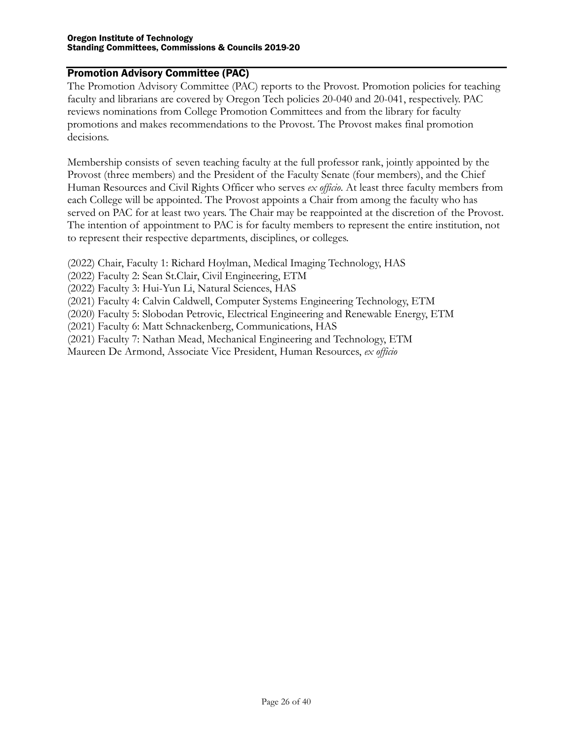## Promotion Advisory Committee (PAC)

The Promotion Advisory Committee (PAC) reports to the Provost. Promotion policies for teaching faculty and librarians are covered by Oregon Tech policies 20-040 and 20-041, respectively. PAC reviews nominations from College Promotion Committees and from the library for faculty promotions and makes recommendations to the Provost. The Provost makes final promotion decisions.

Membership consists of seven teaching faculty at the full professor rank, jointly appointed by the Provost (three members) and the President of the Faculty Senate (four members), and the Chief Human Resources and Civil Rights Officer who serves *ex officio*. At least three faculty members from each College will be appointed. The Provost appoints a Chair from among the faculty who has served on PAC for at least two years. The Chair may be reappointed at the discretion of the Provost. The intention of appointment to PAC is for faculty members to represent the entire institution, not to represent their respective departments, disciplines, or colleges.

(2022) Chair, Faculty 1: Richard Hoylman, Medical Imaging Technology, HAS
(2022) Faculty 2: Sean St.Clair, Civil Engineering, ETM
(2022) Faculty 3: Hui-Yun Li, Natural Sciences, HAS
(2021) Faculty 4: Calvin Caldwell, Computer Systems Engineering Technology, ETM
(2020) Faculty 5: Slobodan Petrovic, Electrical Engineering and Renewable Energy, ETM
(2021) Faculty 6: Matt Schnackenberg, Communications, HAS
(2021) Faculty 7: Nathan Mead, Mechanical Engineering and Technology, ETM
Maureen De Armond, Associate Vice President, Human Resources, *ex officio*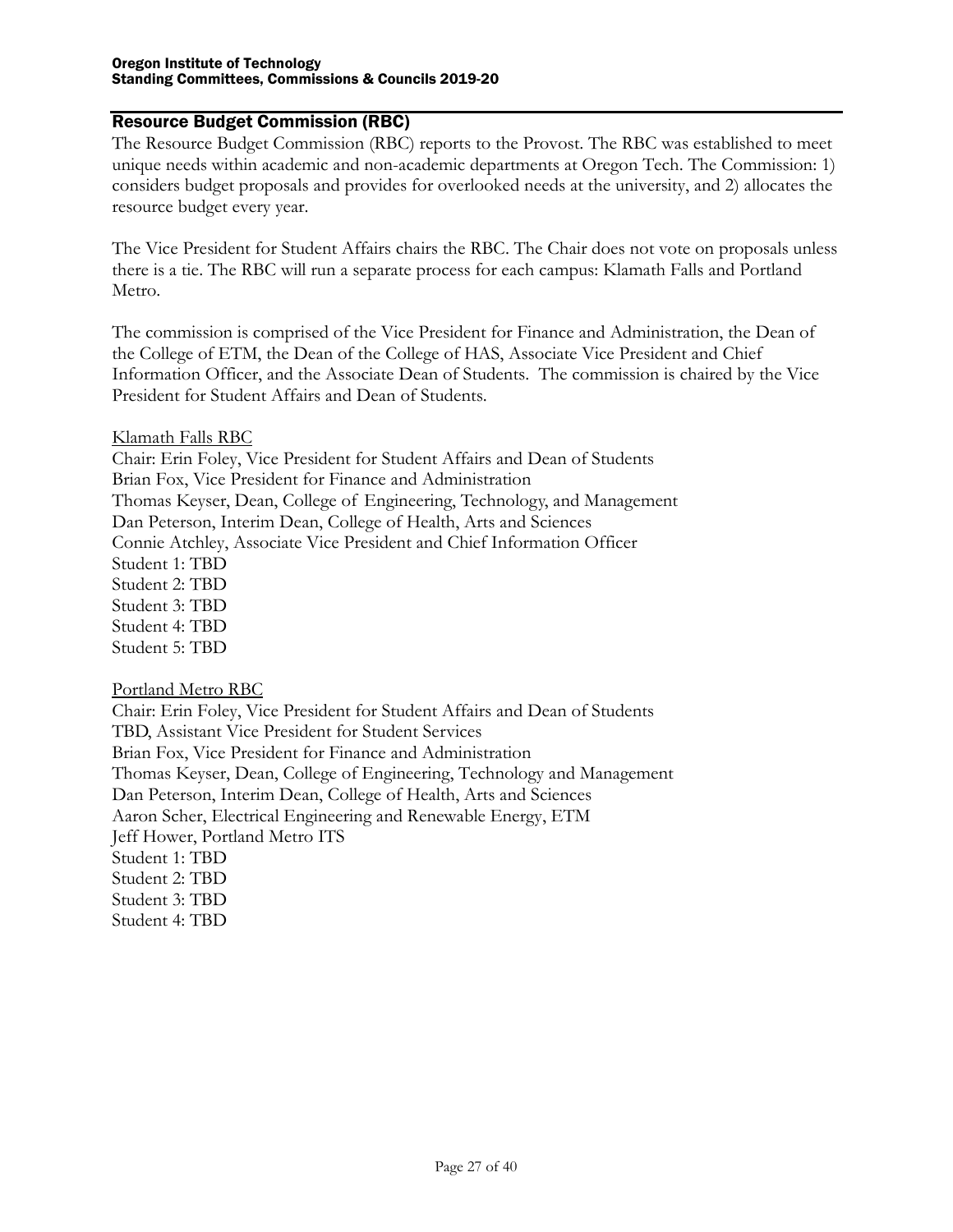## Resource Budget Commission (RBC)

The Resource Budget Commission (RBC) reports to the Provost. The RBC was established to meet unique needs within academic and non-academic departments at Oregon Tech. The Commission: 1) considers budget proposals and provides for overlooked needs at the university, and 2) allocates the resource budget every year.

The Vice President for Student Affairs chairs the RBC. The Chair does not vote on proposals unless there is a tie. The RBC will run a separate process for each campus: Klamath Falls and Portland Metro.

The commission is comprised of the Vice President for Finance and Administration, the Dean of the College of ETM, the Dean of the College of HAS, Associate Vice President and Chief Information Officer, and the Associate Dean of Students. The commission is chaired by the Vice President for Student Affairs and Dean of Students.

Klamath Falls RBC

Chair: Erin Foley, Vice President for Student Affairs and Dean of Students
Brian Fox, Vice President for Finance and Administration
Thomas Keyser, Dean, College of Engineering, Technology, and Management
Dan Peterson, Interim Dean, College of Health, Arts and Sciences
Connie Atchley, Associate Vice President and Chief Information Officer
Student 1: TBD
Student 2: TBD
Student 3: TBD
Student 4: TBD
Student 5: TBD

Portland Metro RBC

Chair: Erin Foley, Vice President for Student Affairs and Dean of Students
TBD, Assistant Vice President for Student Services
Brian Fox, Vice President for Finance and Administration
Thomas Keyser, Dean, College of Engineering, Technology and Management
Dan Peterson, Interim Dean, College of Health, Arts and Sciences
Aaron Scher, Electrical Engineering and Renewable Energy, ETM
Jeff Hower, Portland Metro ITS
Student 1: TBD
Student 2: TBD
Student 3: TBD
Student 4: TBD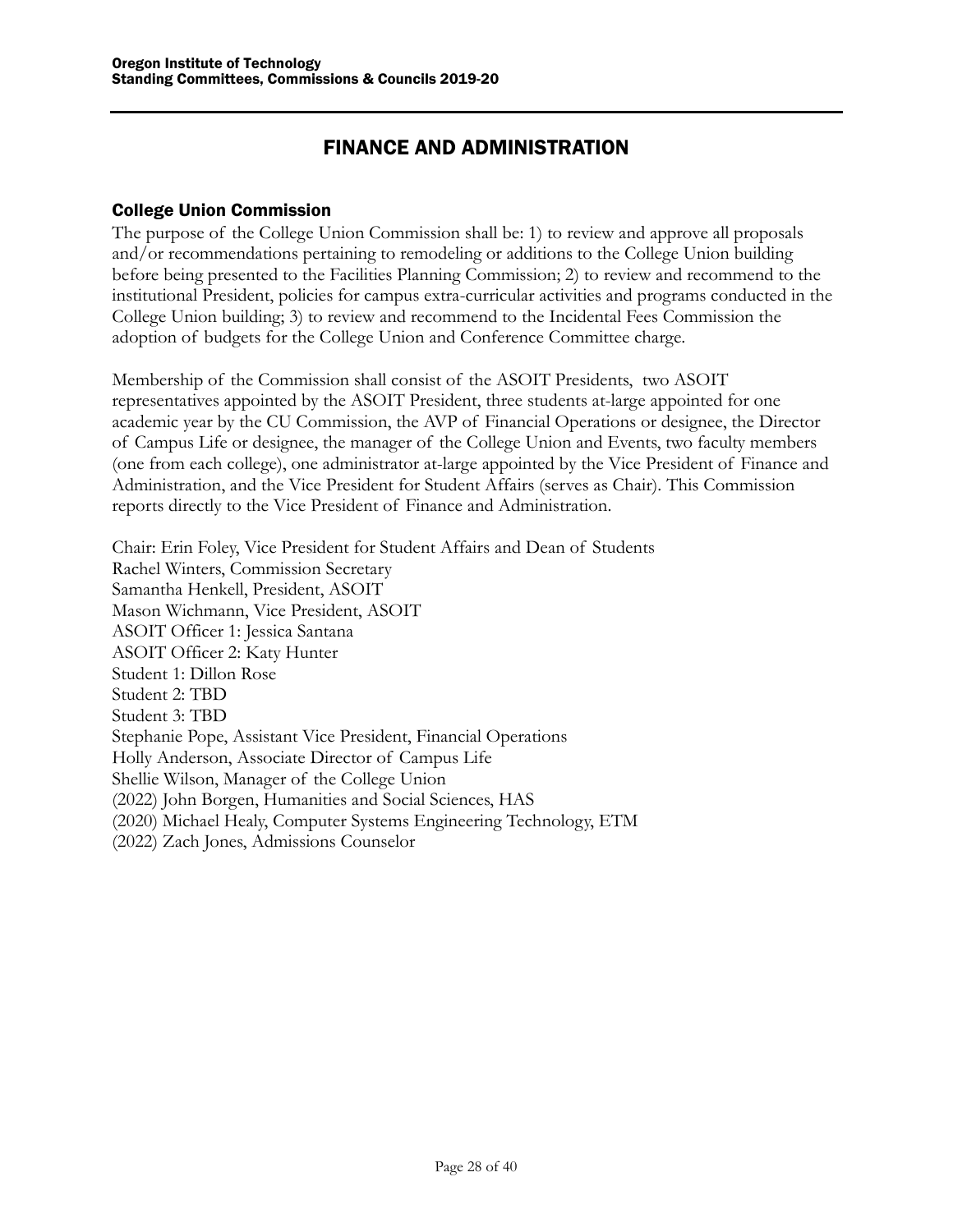# FINANCE AND ADMINISTRATION

## College Union Commission

The purpose of the College Union Commission shall be: 1) to review and approve all proposals and/or recommendations pertaining to remodeling or additions to the College Union building before being presented to the Facilities Planning Commission; 2) to review and recommend to the institutional President, policies for campus extra-curricular activities and programs conducted in the College Union building; 3) to review and recommend to the Incidental Fees Commission the adoption of budgets for the College Union and Conference Committee charge.

Membership of the Commission shall consist of the ASOIT Presidents, two ASOIT representatives appointed by the ASOIT President, three students at-large appointed for one academic year by the CU Commission, the AVP of Financial Operations or designee, the Director of Campus Life or designee, the manager of the College Union and Events, two faculty members (one from each college), one administrator at-large appointed by the Vice President of Finance and Administration, and the Vice President for Student Affairs (serves as Chair). This Commission reports directly to the Vice President of Finance and Administration.

Chair: Erin Foley, Vice President for Student Affairs and Dean of Students
Rachel Winters, Commission Secretary
Samantha Henkell, President, ASOIT
Mason Wichmann, Vice President, ASOIT
ASOIT Officer 1: Jessica Santana
ASOIT Officer 2: Katy Hunter
Student 1: Dillon Rose
Student 2: TBD
Student 3: TBD
Stephanie Pope, Assistant Vice President, Financial Operations
Holly Anderson, Associate Director of Campus Life
Shellie Wilson, Manager of the College Union
(2022) John Borgen, Humanities and Social Sciences, HAS
(2020) Michael Healy, Computer Systems Engineering Technology, ETM
(2022) Zach Jones, Admissions Counselor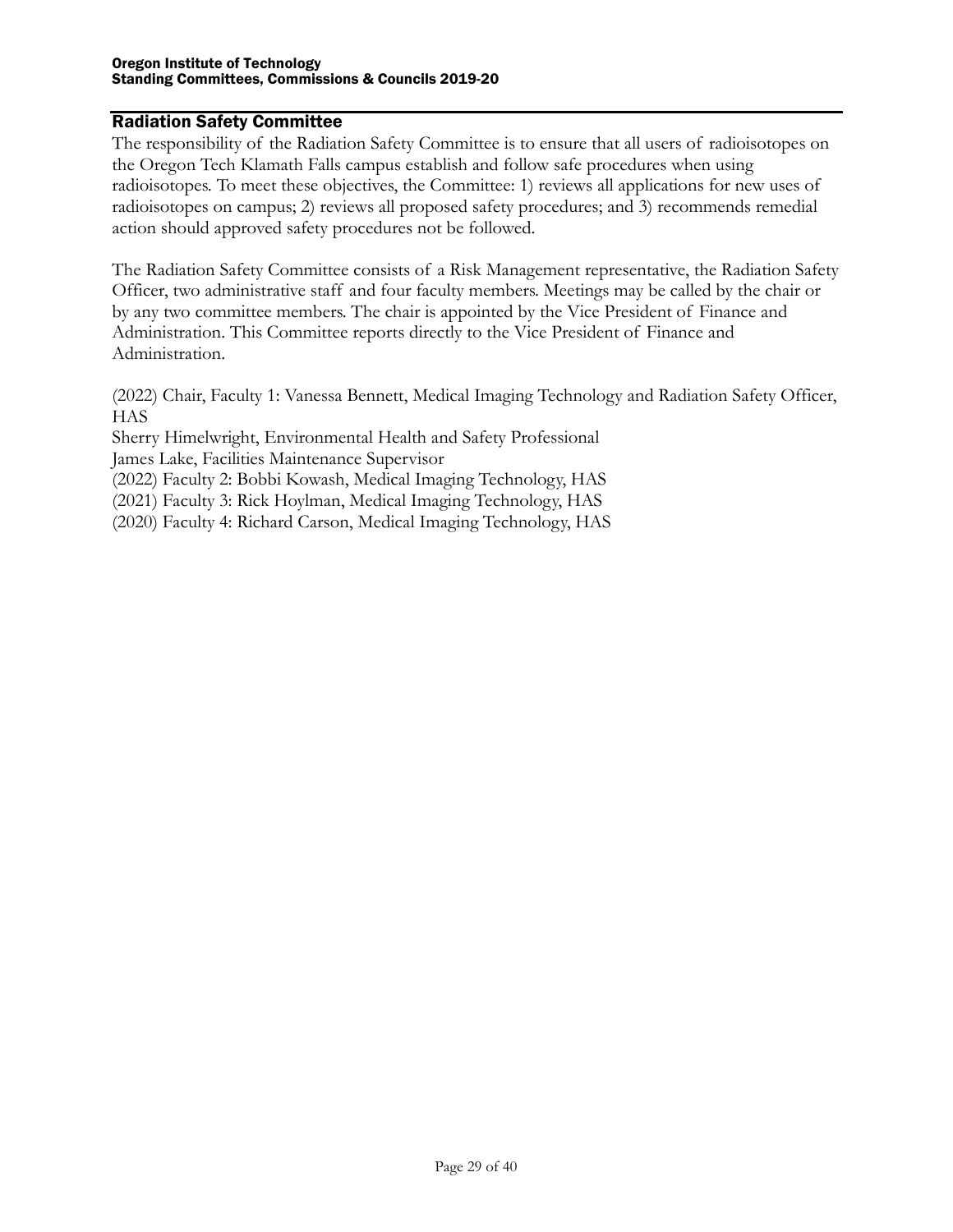## Radiation Safety Committee

The responsibility of the Radiation Safety Committee is to ensure that all users of radioisotopes on the Oregon Tech Klamath Falls campus establish and follow safe procedures when using radioisotopes. To meet these objectives, the Committee: 1) reviews all applications for new uses of radioisotopes on campus; 2) reviews all proposed safety procedures; and 3) recommends remedial action should approved safety procedures not be followed.

The Radiation Safety Committee consists of a Risk Management representative, the Radiation Safety Officer, two administrative staff and four faculty members. Meetings may be called by the chair or by any two committee members. The chair is appointed by the Vice President of Finance and Administration. This Committee reports directly to the Vice President of Finance and Administration.

(2022) Chair, Faculty 1: Vanessa Bennett, Medical Imaging Technology and Radiation Safety Officer, HAS
Sherry Himelwright, Environmental Health and Safety Professional
James Lake, Facilities Maintenance Supervisor
(2022) Faculty 2: Bobbi Kowash, Medical Imaging Technology, HAS
(2021) Faculty 3: Rick Hoylman, Medical Imaging Technology, HAS
(2020) Faculty 4: Richard Carson, Medical Imaging Technology, HAS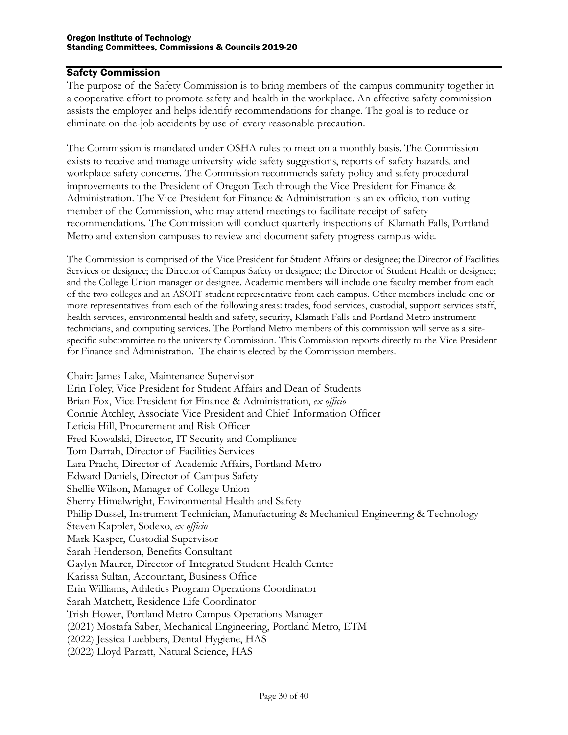## Safety Commission

The purpose of the Safety Commission is to bring members of the campus community together in a cooperative effort to promote safety and health in the workplace. An effective safety commission assists the employer and helps identify recommendations for change. The goal is to reduce or eliminate on-the-job accidents by use of every reasonable precaution.

The Commission is mandated under OSHA rules to meet on a monthly basis. The Commission exists to receive and manage university wide safety suggestions, reports of safety hazards, and workplace safety concerns. The Commission recommends safety policy and safety procedural improvements to the President of Oregon Tech through the Vice President for Finance & Administration. The Vice President for Finance & Administration is an ex officio, non-voting member of the Commission, who may attend meetings to facilitate receipt of safety recommendations. The Commission will conduct quarterly inspections of Klamath Falls, Portland Metro and extension campuses to review and document safety progress campus-wide.

The Commission is comprised of the Vice President for Student Affairs or designee; the Director of Facilities Services or designee; the Director of Campus Safety or designee; the Director of Student Health or designee; and the College Union manager or designee. Academic members will include one faculty member from each of the two colleges and an ASOIT student representative from each campus. Other members include one or more representatives from each of the following areas: trades, food services, custodial, support services staff, health services, environmental health and safety, security, Klamath Falls and Portland Metro instrument technicians, and computing services. The Portland Metro members of this commission will serve as a site-specific subcommittee to the university Commission. This Commission reports directly to the Vice President for Finance and Administration. The chair is elected by the Commission members.

Chair: James Lake, Maintenance Supervisor
Erin Foley, Vice President for Student Affairs and Dean of Students
Brian Fox, Vice President for Finance & Administration, *ex officio*
Connie Atchley, Associate Vice President and Chief Information Officer
Leticia Hill, Procurement and Risk Officer
Fred Kowalski, Director, IT Security and Compliance
Tom Darrah, Director of Facilities Services
Lara Pracht, Director of Academic Affairs, Portland-Metro
Edward Daniels, Director of Campus Safety
Shellie Wilson, Manager of College Union
Sherry Himelwright, Environmental Health and Safety
Philip Dussel, Instrument Technician, Manufacturing & Mechanical Engineering & Technology
Steven Kappler, Sodexo, *ex officio*
Mark Kasper, Custodial Supervisor
Sarah Henderson, Benefits Consultant
Gaylyn Maurer, Director of Integrated Student Health Center
Karissa Sultan, Accountant, Business Office
Erin Williams, Athletics Program Operations Coordinator
Sarah Matchett, Residence Life Coordinator
Trish Hower, Portland Metro Campus Operations Manager
(2021) Mostafa Saber, Mechanical Engineering, Portland Metro, ETM
(2022) Jessica Luebbers, Dental Hygiene, HAS
(2022) Lloyd Parratt, Natural Science, HAS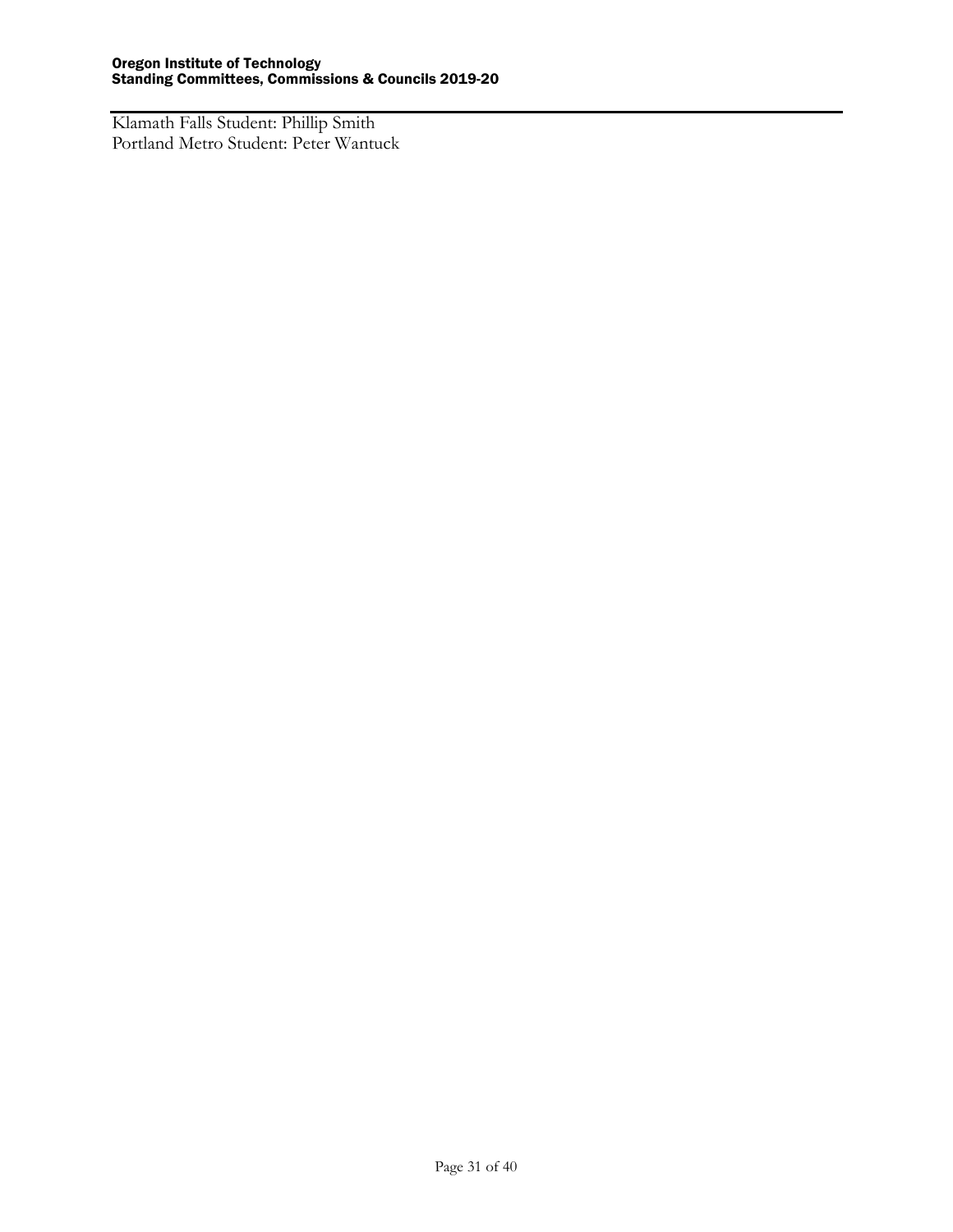Klamath Falls Student: Phillip Smith
Portland Metro Student: Peter Wantuck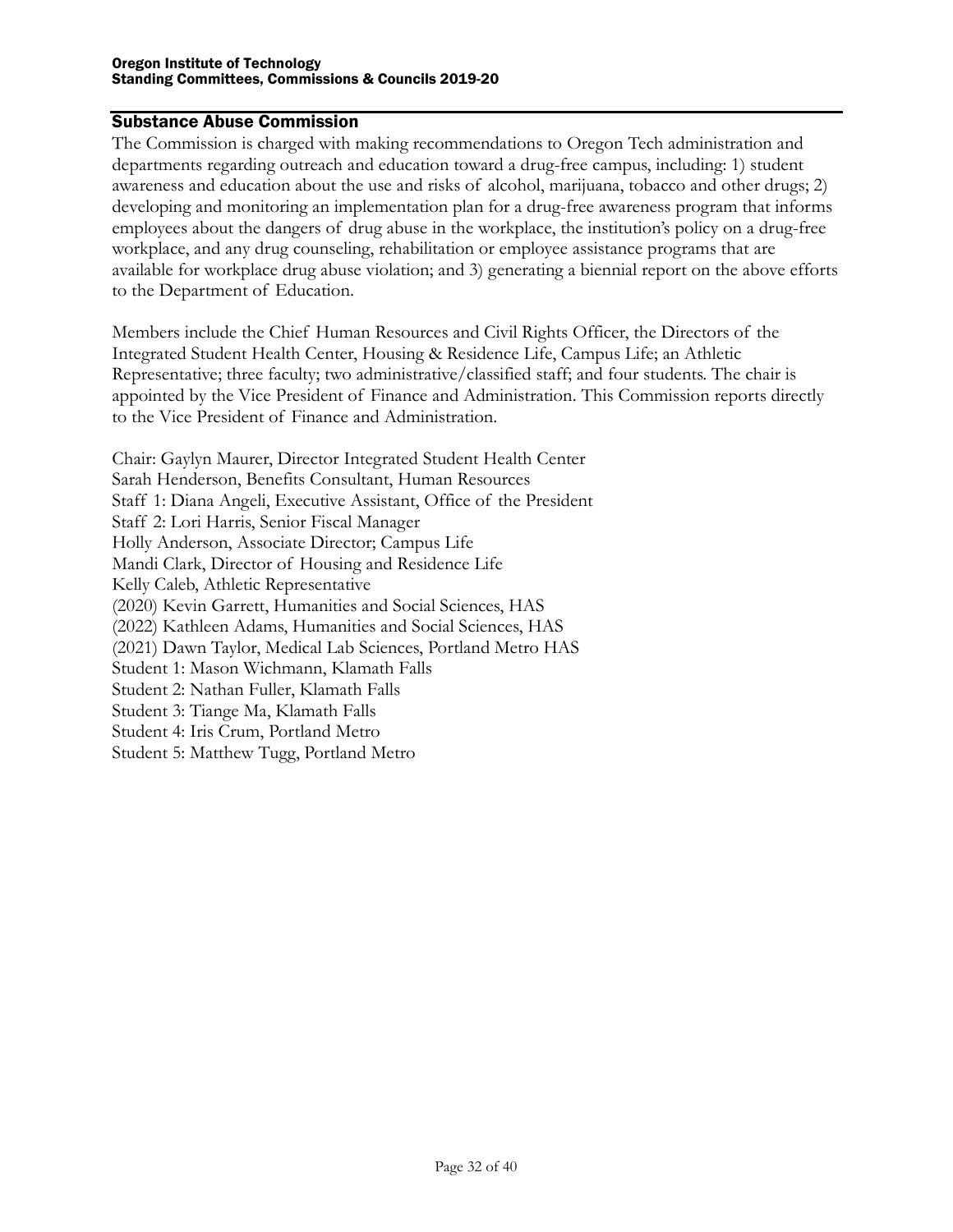## Substance Abuse Commission

The Commission is charged with making recommendations to Oregon Tech administration and departments regarding outreach and education toward a drug-free campus, including: 1) student awareness and education about the use and risks of alcohol, marijuana, tobacco and other drugs; 2) developing and monitoring an implementation plan for a drug-free awareness program that informs employees about the dangers of drug abuse in the workplace, the institution's policy on a drug-free workplace, and any drug counseling, rehabilitation or employee assistance programs that are available for workplace drug abuse violation; and 3) generating a biennial report on the above efforts to the Department of Education.

Members include the Chief Human Resources and Civil Rights Officer, the Directors of the Integrated Student Health Center, Housing & Residence Life, Campus Life; an Athletic Representative; three faculty; two administrative/classified staff; and four students. The chair is appointed by the Vice President of Finance and Administration. This Commission reports directly to the Vice President of Finance and Administration.

Chair: Gaylyn Maurer, Director Integrated Student Health Center
Sarah Henderson, Benefits Consultant, Human Resources
Staff 1: Diana Angeli, Executive Assistant, Office of the President
Staff 2: Lori Harris, Senior Fiscal Manager
Holly Anderson, Associate Director; Campus Life
Mandi Clark, Director of Housing and Residence Life
Kelly Caleb, Athletic Representative
(2020) Kevin Garrett, Humanities and Social Sciences, HAS
(2022) Kathleen Adams, Humanities and Social Sciences, HAS
(2021) Dawn Taylor, Medical Lab Sciences, Portland Metro HAS
Student 1: Mason Wichmann, Klamath Falls
Student 2: Nathan Fuller, Klamath Falls
Student 3: Tiange Ma, Klamath Falls
Student 4: Iris Crum, Portland Metro
Student 5: Matthew Tugg, Portland Metro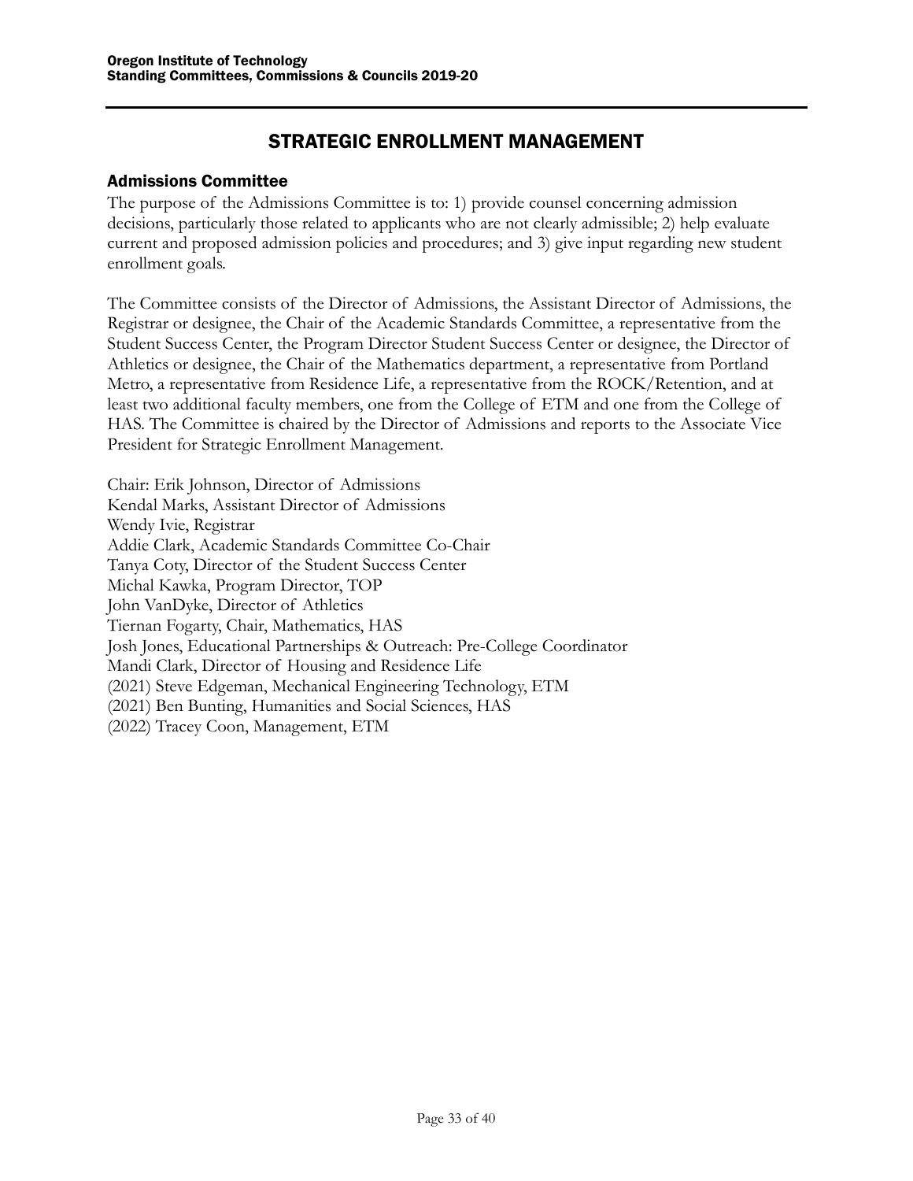# STRATEGIC ENROLLMENT MANAGEMENT

## Admissions Committee

The purpose of the Admissions Committee is to: 1) provide counsel concerning admission decisions, particularly those related to applicants who are not clearly admissible; 2) help evaluate current and proposed admission policies and procedures; and 3) give input regarding new student enrollment goals.

The Committee consists of the Director of Admissions, the Assistant Director of Admissions, the Registrar or designee, the Chair of the Academic Standards Committee, a representative from the Student Success Center, the Program Director Student Success Center or designee, the Director of Athletics or designee, the Chair of the Mathematics department, a representative from Portland Metro, a representative from Residence Life, a representative from the ROCK/Retention, and at least two additional faculty members, one from the College of ETM and one from the College of HAS. The Committee is chaired by the Director of Admissions and reports to the Associate Vice President for Strategic Enrollment Management.

Chair: Erik Johnson, Director of Admissions
Kendal Marks, Assistant Director of Admissions
Wendy Ivie, Registrar
Addie Clark, Academic Standards Committee Co-Chair
Tanya Coty, Director of the Student Success Center
Michal Kawka, Program Director, TOP
John VanDyke, Director of Athletics
Tiernan Fogarty, Chair, Mathematics, HAS
Josh Jones, Educational Partnerships & Outreach: Pre-College Coordinator
Mandi Clark, Director of Housing and Residence Life
(2021) Steve Edgeman, Mechanical Engineering Technology, ETM
(2021) Ben Bunting, Humanities and Social Sciences, HAS
(2022) Tracey Coon, Management, ETM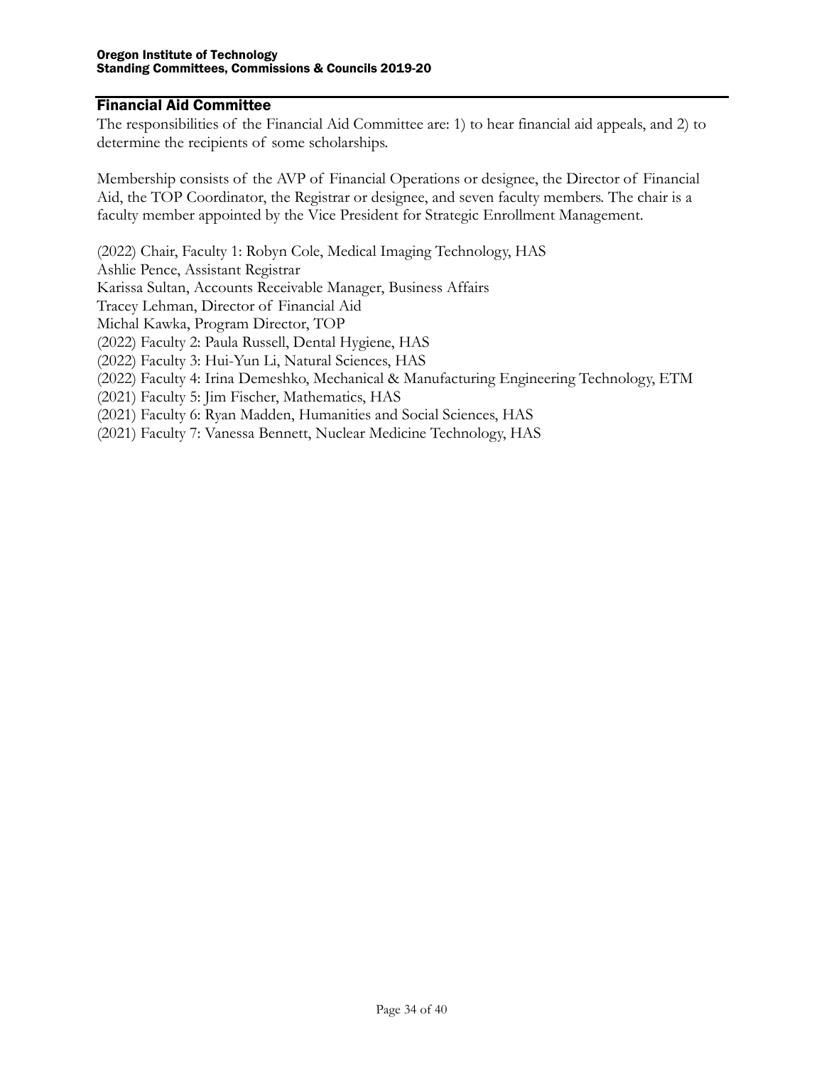## Financial Aid Committee

The responsibilities of the Financial Aid Committee are: 1) to hear financial aid appeals, and 2) to determine the recipients of some scholarships.

Membership consists of the AVP of Financial Operations or designee, the Director of Financial Aid, the TOP Coordinator, the Registrar or designee, and seven faculty members. The chair is a faculty member appointed by the Vice President for Strategic Enrollment Management.

(2022) Chair, Faculty 1: Robyn Cole, Medical Imaging Technology, HAS
Ashlie Pence, Assistant Registrar
Karissa Sultan, Accounts Receivable Manager, Business Affairs
Tracey Lehman, Director of Financial Aid
Michal Kawka, Program Director, TOP
(2022) Faculty 2: Paula Russell, Dental Hygiene, HAS
(2022) Faculty 3: Hui-Yun Li, Natural Sciences, HAS
(2022) Faculty 4: Irina Demeshko, Mechanical & Manufacturing Engineering Technology, ETM
(2021) Faculty 5: Jim Fischer, Mathematics, HAS
(2021) Faculty 6: Ryan Madden, Humanities and Social Sciences, HAS
(2021) Faculty 7: Vanessa Bennett, Nuclear Medicine Technology, HAS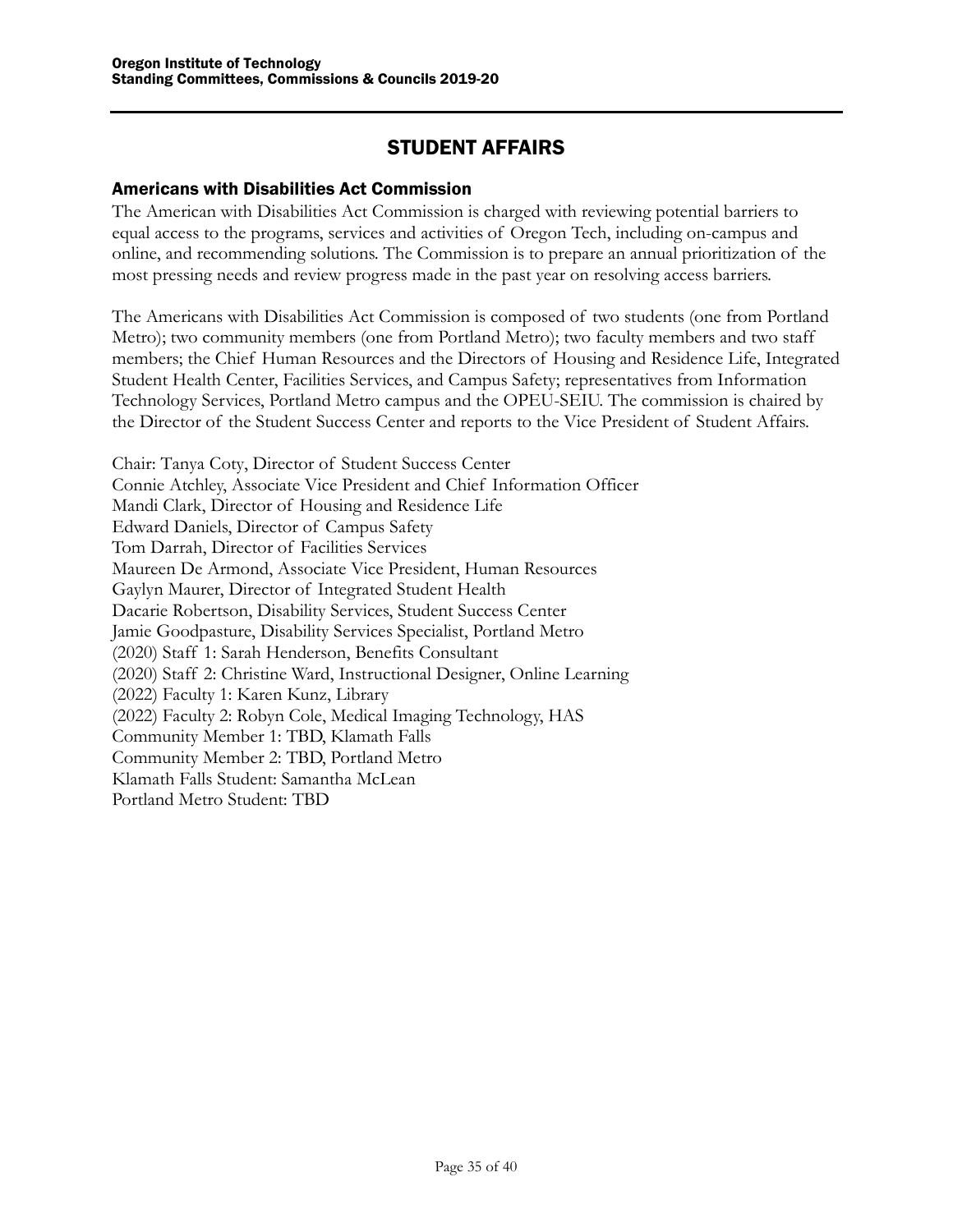# STUDENT AFFAIRS

## Americans with Disabilities Act Commission

The American with Disabilities Act Commission is charged with reviewing potential barriers to equal access to the programs, services and activities of Oregon Tech, including on-campus and online, and recommending solutions. The Commission is to prepare an annual prioritization of the most pressing needs and review progress made in the past year on resolving access barriers.

The Americans with Disabilities Act Commission is composed of two students (one from Portland Metro); two community members (one from Portland Metro); two faculty members and two staff members; the Chief Human Resources and the Directors of Housing and Residence Life, Integrated Student Health Center, Facilities Services, and Campus Safety; representatives from Information Technology Services, Portland Metro campus and the OPEU-SEIU. The commission is chaired by the Director of the Student Success Center and reports to the Vice President of Student Affairs.

Chair: Tanya Coty, Director of Student Success Center
Connie Atchley, Associate Vice President and Chief Information Officer
Mandi Clark, Director of Housing and Residence Life
Edward Daniels, Director of Campus Safety
Tom Darrah, Director of Facilities Services
Maureen De Armond, Associate Vice President, Human Resources
Gaylyn Maurer, Director of Integrated Student Health
Dacarie Robertson, Disability Services, Student Success Center
Jamie Goodpasture, Disability Services Specialist, Portland Metro
(2020) Staff 1: Sarah Henderson, Benefits Consultant
(2020) Staff 2: Christine Ward, Instructional Designer, Online Learning
(2022) Faculty 1: Karen Kunz, Library
(2022) Faculty 2: Robyn Cole, Medical Imaging Technology, HAS
Community Member 1: TBD, Klamath Falls
Community Member 2: TBD, Portland Metro
Klamath Falls Student: Samantha McLean
Portland Metro Student: TBD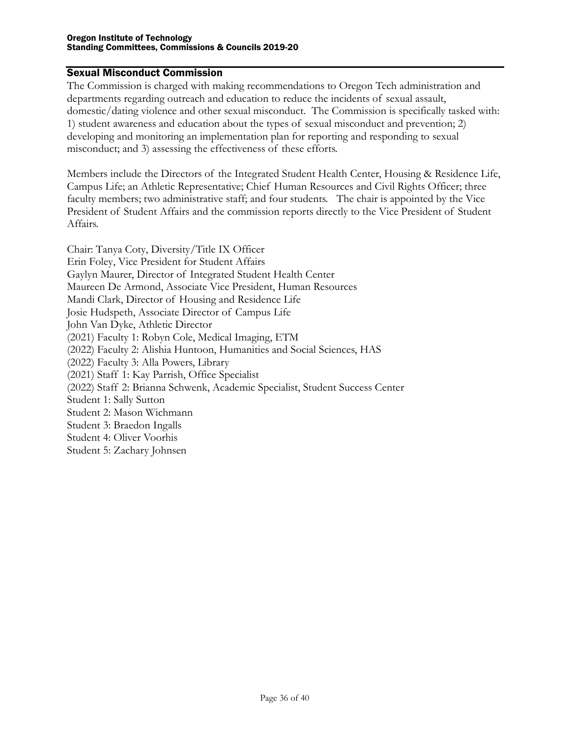## Sexual Misconduct Commission

The Commission is charged with making recommendations to Oregon Tech administration and departments regarding outreach and education to reduce the incidents of sexual assault, domestic/dating violence and other sexual misconduct. The Commission is specifically tasked with: 1) student awareness and education about the types of sexual misconduct and prevention; 2) developing and monitoring an implementation plan for reporting and responding to sexual misconduct; and 3) assessing the effectiveness of these efforts.

Members include the Directors of the Integrated Student Health Center, Housing & Residence Life, Campus Life; an Athletic Representative; Chief Human Resources and Civil Rights Officer; three faculty members; two administrative staff; and four students. The chair is appointed by the Vice President of Student Affairs and the commission reports directly to the Vice President of Student Affairs.

Chair: Tanya Coty, Diversity/Title IX Officer
Erin Foley, Vice President for Student Affairs
Gaylyn Maurer, Director of Integrated Student Health Center
Maureen De Armond, Associate Vice President, Human Resources
Mandi Clark, Director of Housing and Residence Life
Josie Hudspeth, Associate Director of Campus Life
John Van Dyke, Athletic Director
(2021) Faculty 1: Robyn Cole, Medical Imaging, ETM
(2022) Faculty 2: Alishia Huntoon, Humanities and Social Sciences, HAS
(2022) Faculty 3: Alla Powers, Library
(2021) Staff 1: Kay Parrish, Office Specialist
(2022) Staff 2: Brianna Schwenk, Academic Specialist, Student Success Center
Student 1: Sally Sutton
Student 2: Mason Wichmann
Student 3: Braedon Ingalls
Student 4: Oliver Voorhis
Student 5: Zachary Johnsen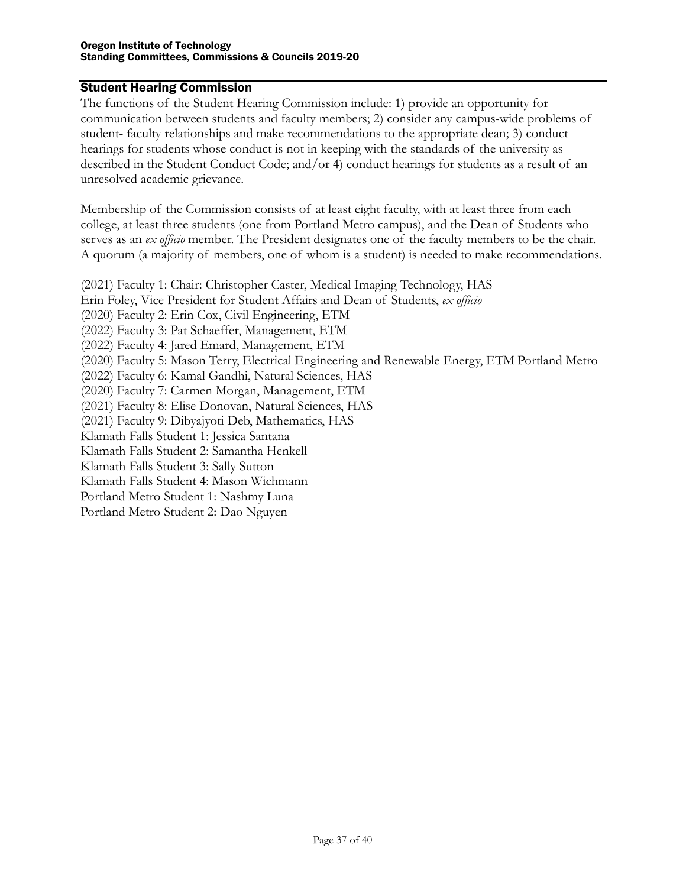## Student Hearing Commission

The functions of the Student Hearing Commission include: 1) provide an opportunity for communication between students and faculty members; 2) consider any campus-wide problems of student- faculty relationships and make recommendations to the appropriate dean; 3) conduct hearings for students whose conduct is not in keeping with the standards of the university as described in the Student Conduct Code; and/or 4) conduct hearings for students as a result of an unresolved academic grievance.

Membership of the Commission consists of at least eight faculty, with at least three from each college, at least three students (one from Portland Metro campus), and the Dean of Students who serves as an *ex officio* member. The President designates one of the faculty members to be the chair. A quorum (a majority of members, one of whom is a student) is needed to make recommendations.

(2021) Faculty 1: Chair: Christopher Caster, Medical Imaging Technology, HAS
Erin Foley, Vice President for Student Affairs and Dean of Students, *ex officio*
(2020) Faculty 2: Erin Cox, Civil Engineering, ETM
(2022) Faculty 3: Pat Schaeffer, Management, ETM
(2022) Faculty 4: Jared Emard, Management, ETM
(2020) Faculty 5: Mason Terry, Electrical Engineering and Renewable Energy, ETM Portland Metro
(2022) Faculty 6: Kamal Gandhi, Natural Sciences, HAS
(2020) Faculty 7: Carmen Morgan, Management, ETM
(2021) Faculty 8: Elise Donovan, Natural Sciences, HAS
(2021) Faculty 9: Dibyajyoti Deb, Mathematics, HAS
Klamath Falls Student 1: Jessica Santana
Klamath Falls Student 2: Samantha Henkell
Klamath Falls Student 3: Sally Sutton
Klamath Falls Student 4: Mason Wichmann
Portland Metro Student 1: Nashmy Luna
Portland Metro Student 2: Dao Nguyen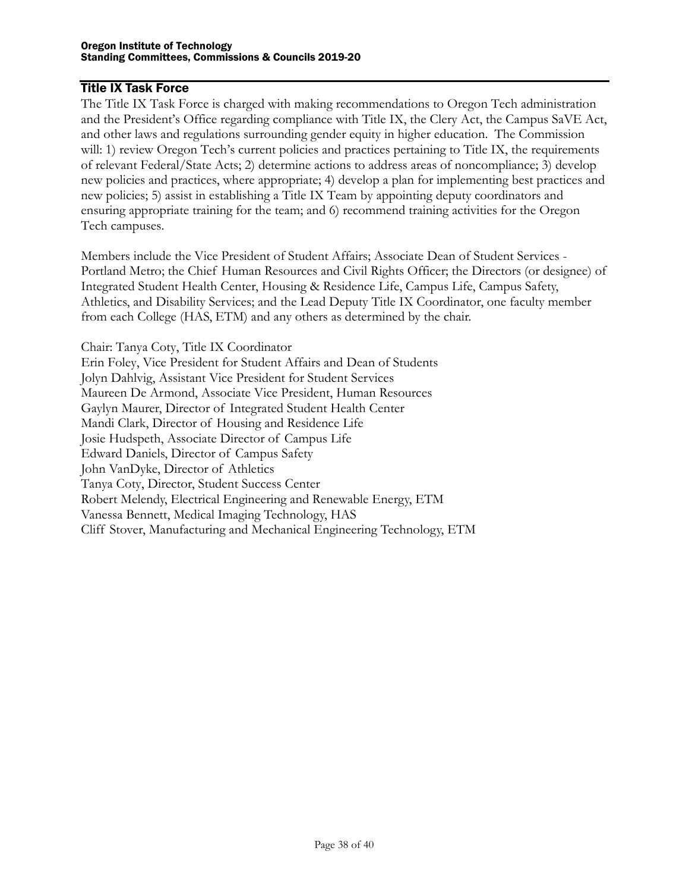## Title IX Task Force

The Title IX Task Force is charged with making recommendations to Oregon Tech administration and the President's Office regarding compliance with Title IX, the Clery Act, the Campus SaVE Act, and other laws and regulations surrounding gender equity in higher education. The Commission will: 1) review Oregon Tech's current policies and practices pertaining to Title IX, the requirements of relevant Federal/State Acts; 2) determine actions to address areas of noncompliance; 3) develop new policies and practices, where appropriate; 4) develop a plan for implementing best practices and new policies; 5) assist in establishing a Title IX Team by appointing deputy coordinators and ensuring appropriate training for the team; and 6) recommend training activities for the Oregon Tech campuses.

Members include the Vice President of Student Affairs; Associate Dean of Student Services - Portland Metro; the Chief Human Resources and Civil Rights Officer; the Directors (or designee) of Integrated Student Health Center, Housing & Residence Life, Campus Life, Campus Safety, Athletics, and Disability Services; and the Lead Deputy Title IX Coordinator, one faculty member from each College (HAS, ETM) and any others as determined by the chair.

Chair: Tanya Coty, Title IX Coordinator
Erin Foley, Vice President for Student Affairs and Dean of Students
Jolyn Dahlvig, Assistant Vice President for Student Services
Maureen De Armond, Associate Vice President, Human Resources
Gaylyn Maurer, Director of Integrated Student Health Center
Mandi Clark, Director of Housing and Residence Life
Josie Hudspeth, Associate Director of Campus Life
Edward Daniels, Director of Campus Safety
John VanDyke, Director of Athletics
Tanya Coty, Director, Student Success Center
Robert Melendy, Electrical Engineering and Renewable Energy, ETM
Vanessa Bennett, Medical Imaging Technology, HAS
Cliff Stover, Manufacturing and Mechanical Engineering Technology, ETM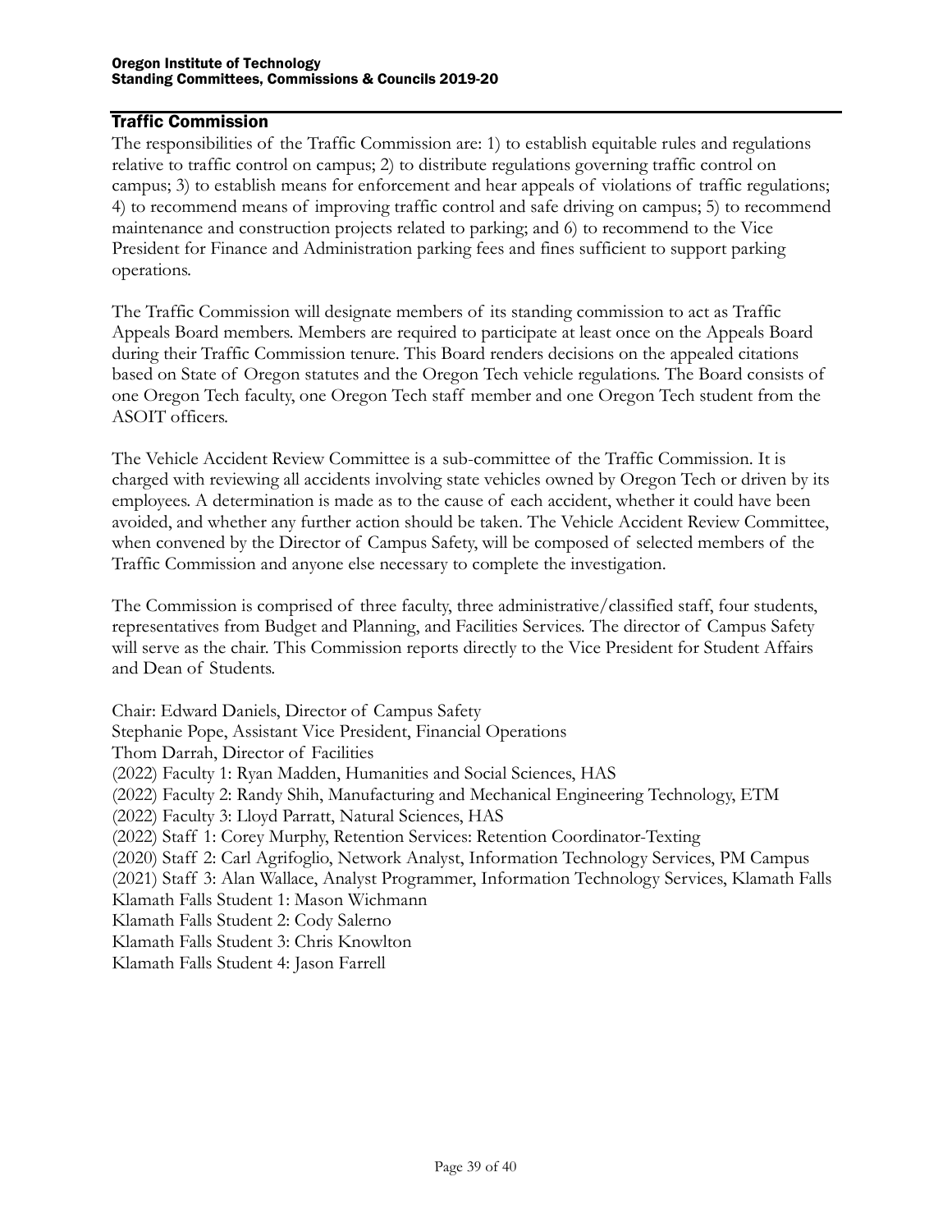## Traffic Commission

The responsibilities of the Traffic Commission are: 1) to establish equitable rules and regulations relative to traffic control on campus; 2) to distribute regulations governing traffic control on campus; 3) to establish means for enforcement and hear appeals of violations of traffic regulations; 4) to recommend means of improving traffic control and safe driving on campus; 5) to recommend maintenance and construction projects related to parking; and 6) to recommend to the Vice President for Finance and Administration parking fees and fines sufficient to support parking operations.

The Traffic Commission will designate members of its standing commission to act as Traffic Appeals Board members. Members are required to participate at least once on the Appeals Board during their Traffic Commission tenure. This Board renders decisions on the appealed citations based on State of Oregon statutes and the Oregon Tech vehicle regulations. The Board consists of one Oregon Tech faculty, one Oregon Tech staff member and one Oregon Tech student from the ASOIT officers.

The Vehicle Accident Review Committee is a sub-committee of the Traffic Commission. It is charged with reviewing all accidents involving state vehicles owned by Oregon Tech or driven by its employees. A determination is made as to the cause of each accident, whether it could have been avoided, and whether any further action should be taken. The Vehicle Accident Review Committee, when convened by the Director of Campus Safety, will be composed of selected members of the Traffic Commission and anyone else necessary to complete the investigation.

The Commission is comprised of three faculty, three administrative/classified staff, four students, representatives from Budget and Planning, and Facilities Services. The director of Campus Safety will serve as the chair. This Commission reports directly to the Vice President for Student Affairs and Dean of Students.

Chair: Edward Daniels, Director of Campus Safety
Stephanie Pope, Assistant Vice President, Financial Operations
Thom Darrah, Director of Facilities
(2022) Faculty 1: Ryan Madden, Humanities and Social Sciences, HAS
(2022) Faculty 2: Randy Shih, Manufacturing and Mechanical Engineering Technology, ETM
(2022) Faculty 3: Lloyd Parratt, Natural Sciences, HAS
(2022) Staff 1: Corey Murphy, Retention Services: Retention Coordinator-Texting
(2020) Staff 2: Carl Agrifoglio, Network Analyst, Information Technology Services, PM Campus
(2021) Staff 3: Alan Wallace, Analyst Programmer, Information Technology Services, Klamath Falls
Klamath Falls Student 1: Mason Wichmann
Klamath Falls Student 2: Cody Salerno
Klamath Falls Student 3: Chris Knowlton
Klamath Falls Student 4: Jason Farrell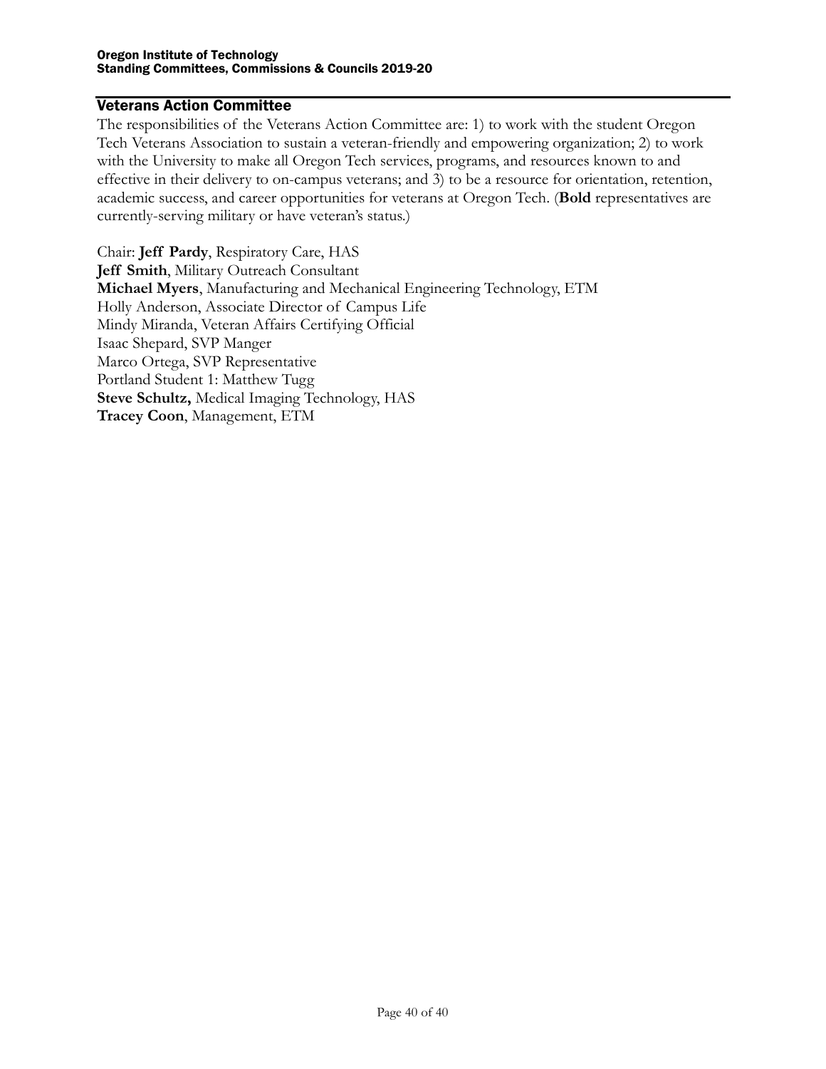## Veterans Action Committee

The responsibilities of the Veterans Action Committee are: 1) to work with the student Oregon Tech Veterans Association to sustain a veteran-friendly and empowering organization; 2) to work with the University to make all Oregon Tech services, programs, and resources known to and effective in their delivery to on-campus veterans; and 3) to be a resource for orientation, retention, academic success, and career opportunities for veterans at Oregon Tech. (**Bold** representatives are currently-serving military or have veteran's status.)

Chair: **Jeff Pardy**, Respiratory Care, HAS
**Jeff Smith**, Military Outreach Consultant
**Michael Myers**, Manufacturing and Mechanical Engineering Technology, ETM
Holly Anderson, Associate Director of Campus Life
Mindy Miranda, Veteran Affairs Certifying Official
Isaac Shepard, SVP Manger
Marco Ortega, SVP Representative
Portland Student 1: Matthew Tugg
**Steve Schultz,** Medical Imaging Technology, HAS
**Tracey Coon**, Management, ETM